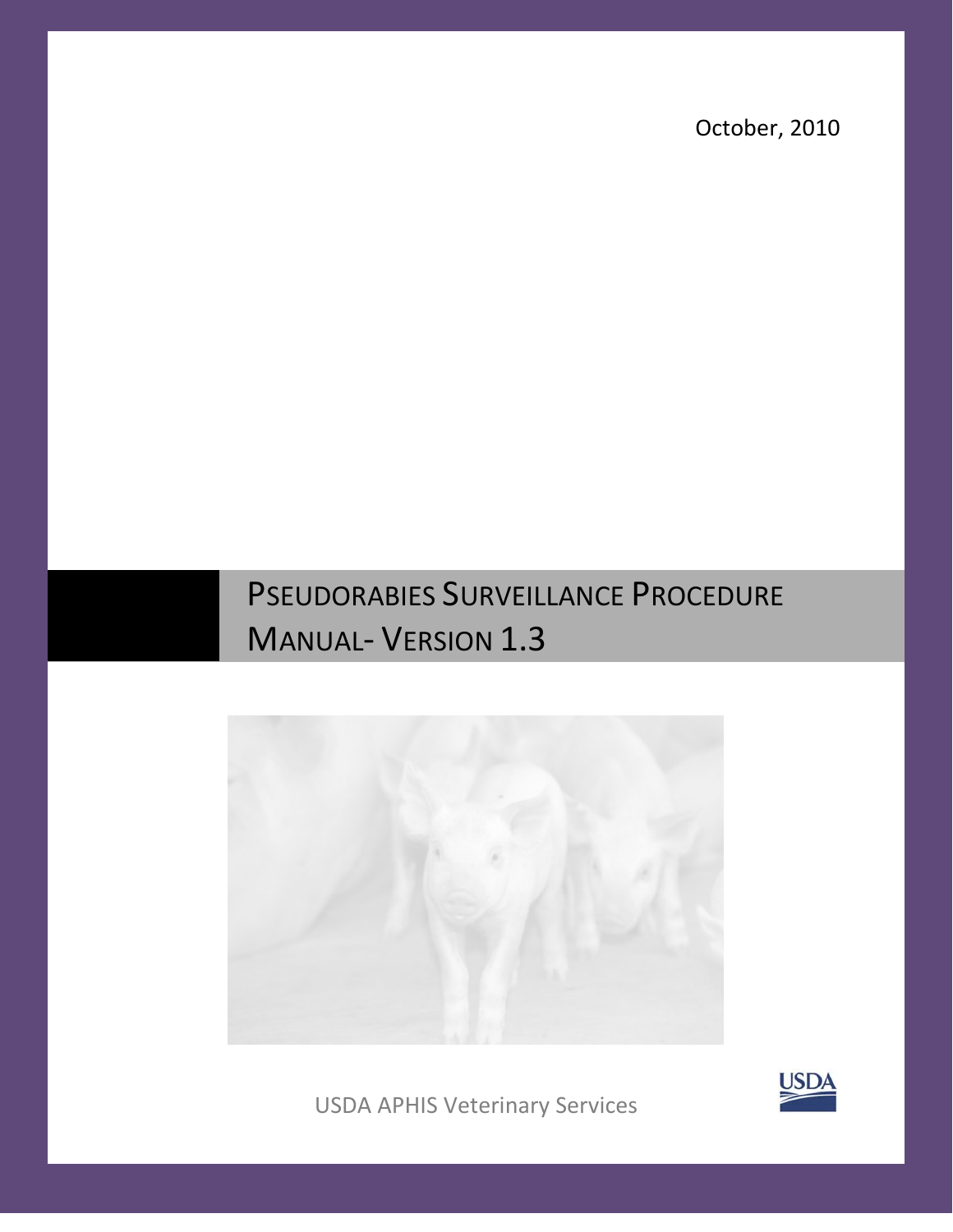October, 2010

# Pseudorabies Surveillance Procedure Manual- Version 1.3

USDA APHIS Veterinary Services

USDA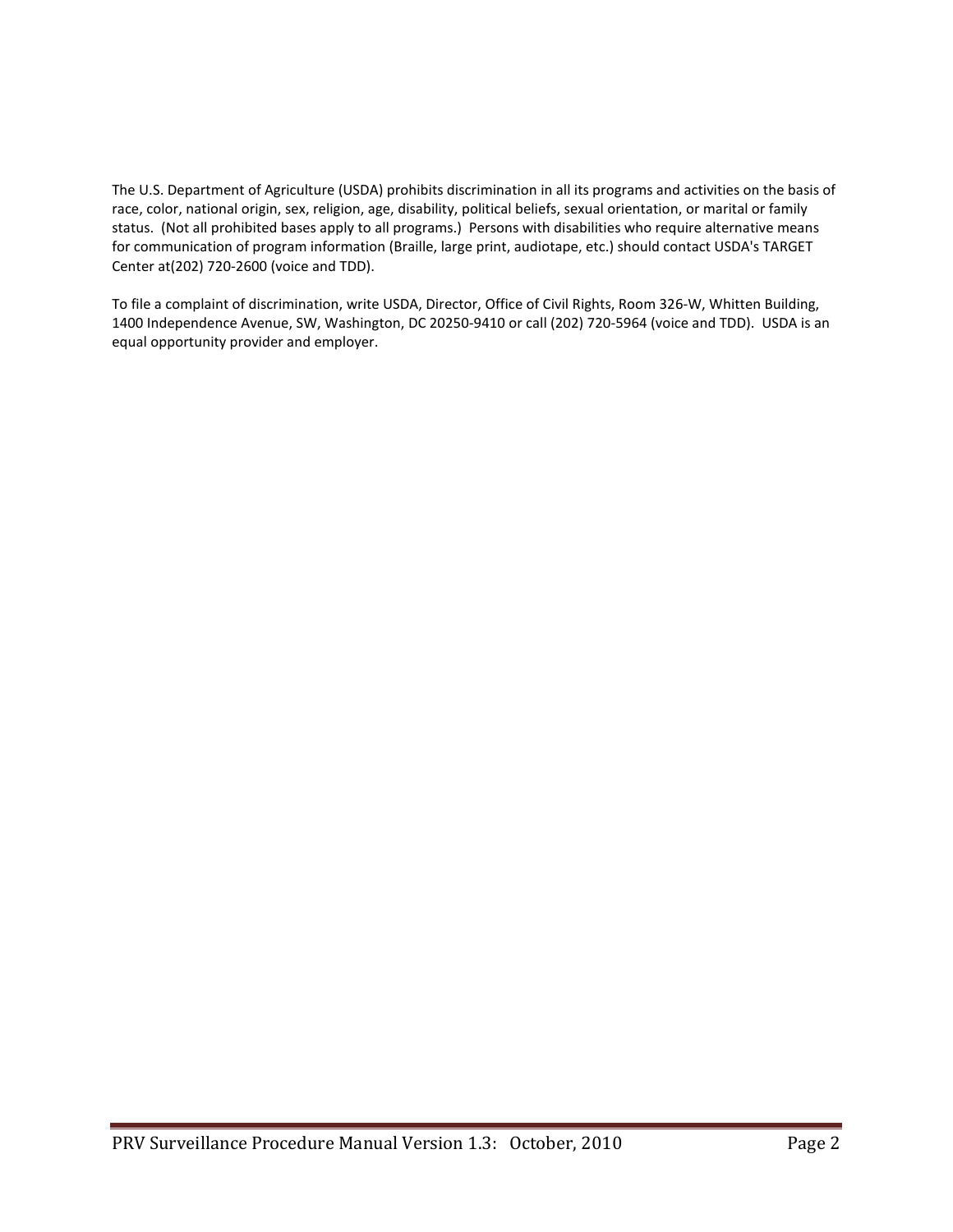The U.S. Department of Agriculture (USDA) prohibits discrimination in all its programs and activities on the basis of race, color, national origin, sex, religion, age, disability, political beliefs, sexual orientation, or marital or family status. (Not all prohibited bases apply to all programs.) Persons with disabilities who require alternative means for communication of program information (Braille, large print, audiotape, etc.) should contact USDA's TARGET Center at(202) 720-2600 (voice and TDD).

To file a complaint of discrimination, write USDA, Director, Office of Civil Rights, Room 326-W, Whitten Building, 1400 Independence Avenue, SW, Washington, DC 20250-9410 or call (202) 720-5964 (voice and TDD). USDA is an equal opportunity provider and employer.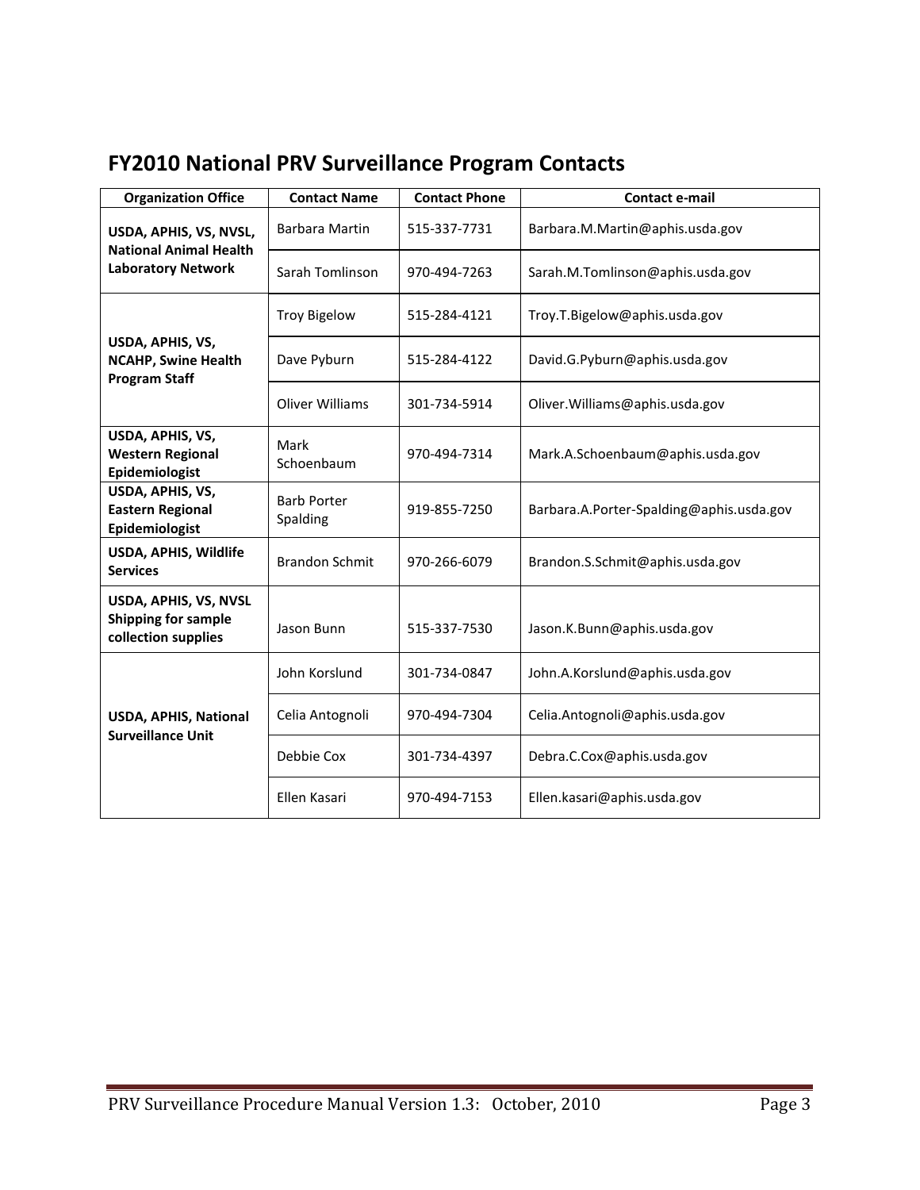## FY2010 National PRV Surveillance Program Contacts

| Organization Office | Contact Name | Contact Phone | Contact e-mail |
|---|---|---|---|
| **USDA, APHIS, VS, NVSL, National Animal Health Laboratory Network** | Barbara Martin | 515-337-7731 | Barbara.M.Martin@aphis.usda.gov |
| | Sarah Tomlinson | 970-494-7263 | Sarah.M.Tomlinson@aphis.usda.gov |
| **USDA, APHIS, VS, NCAHP, Swine Health Program Staff** | Troy Bigelow | 515-284-4121 | Troy.T.Bigelow@aphis.usda.gov |
| | Dave Pyburn | 515-284-4122 | David.G.Pyburn@aphis.usda.gov |
| | Oliver Williams | 301-734-5914 | Oliver.Williams@aphis.usda.gov |
| **USDA, APHIS, VS, Western Regional Epidemiologist** | Mark Schoenbaum | 970-494-7314 | Mark.A.Schoenbaum@aphis.usda.gov |
| **USDA, APHIS, VS, Eastern Regional Epidemiologist** | Barb Porter Spalding | 919-855-7250 | Barbara.A.Porter-Spalding@aphis.usda.gov |
| **USDA, APHIS, Wildlife Services** | Brandon Schmit | 970-266-6079 | Brandon.S.Schmit@aphis.usda.gov |
| **USDA, APHIS, VS, NVSL Shipping for sample collection supplies** | Jason Bunn | 515-337-7530 | Jason.K.Bunn@aphis.usda.gov |
| **USDA, APHIS, National Surveillance Unit** | John Korslund | 301-734-0847 | John.A.Korslund@aphis.usda.gov |
| | Celia Antognoli | 970-494-7304 | Celia.Antognoli@aphis.usda.gov |
| | Debbie Cox | 301-734-4397 | Debra.C.Cox@aphis.usda.gov |
| | Ellen Kasari | 970-494-7153 | Ellen.kasari@aphis.usda.gov |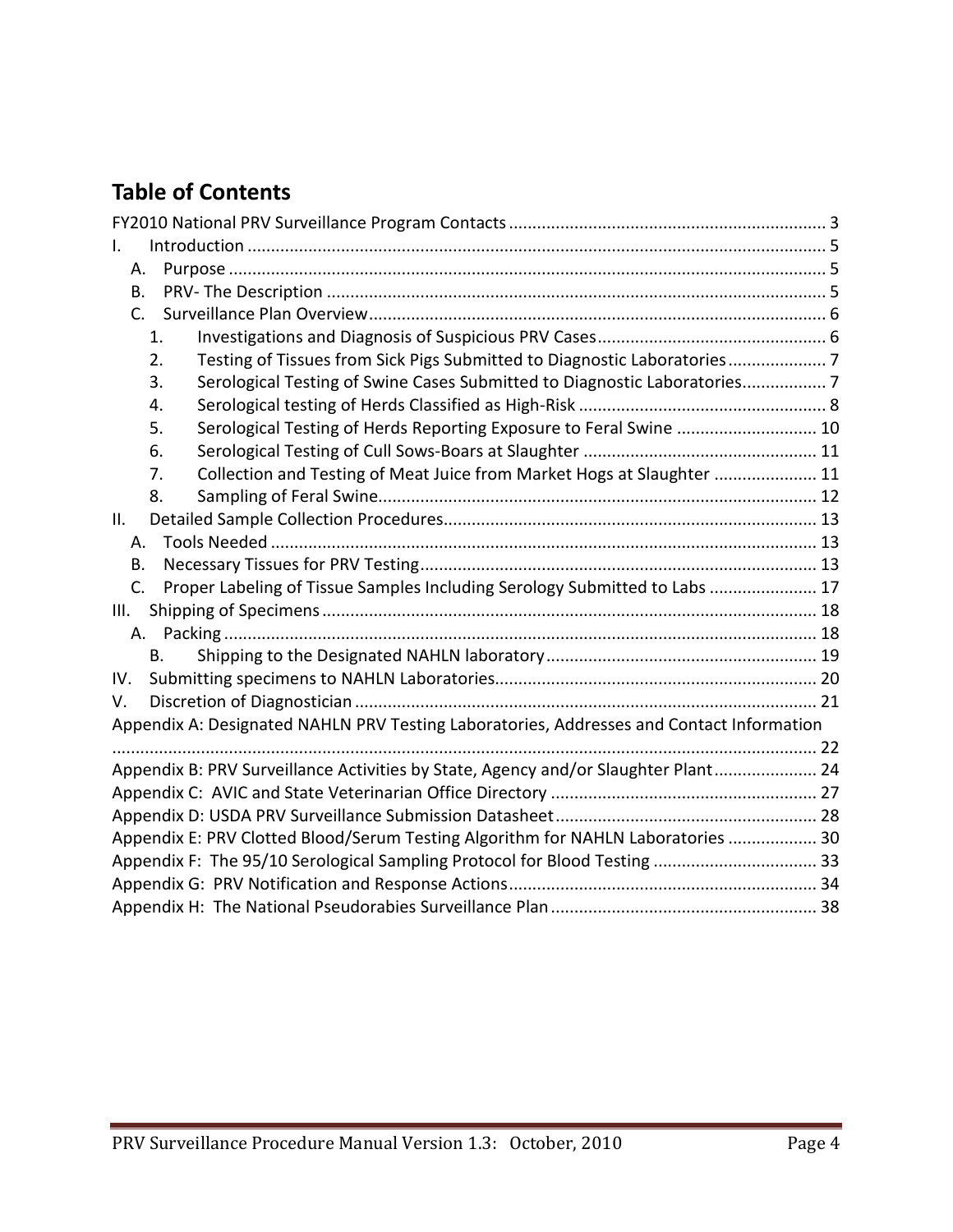## Table of Contents

FY2010 National PRV Surveillance Program Contacts ..... 3

I. Introduction ..... 5

- A. Purpose ..... 5
- B. PRV- The Description ..... 5
- C. Surveillance Plan Overview ..... 6
  1. Investigations and Diagnosis of Suspicious PRV Cases ..... 6
  2. Testing of Tissues from Sick Pigs Submitted to Diagnostic Laboratories ..... 7
  3. Serological Testing of Swine Cases Submitted to Diagnostic Laboratories ..... 7
  4. Serological testing of Herds Classified as High-Risk ..... 8
  5. Serological Testing of Herds Reporting Exposure to Feral Swine ..... 10
  6. Serological Testing of Cull Sows-Boars at Slaughter ..... 11
  7. Collection and Testing of Meat Juice from Market Hogs at Slaughter ..... 11
  8. Sampling of Feral Swine ..... 12

II. Detailed Sample Collection Procedures ..... 13

- A. Tools Needed ..... 13
- B. Necessary Tissues for PRV Testing ..... 13
- C. Proper Labeling of Tissue Samples Including Serology Submitted to Labs ..... 17

III. Shipping of Specimens ..... 18

- A. Packing ..... 18
- B. Shipping to the Designated NAHLN laboratory ..... 19

IV. Submitting specimens to NAHLN Laboratories ..... 20

V. Discretion of Diagnostician ..... 21

Appendix A: Designated NAHLN PRV Testing Laboratories, Addresses and Contact Information ..... 22

Appendix B: PRV Surveillance Activities by State, Agency and/or Slaughter Plant ..... 24

Appendix C: AVIC and State Veterinarian Office Directory ..... 27

Appendix D: USDA PRV Surveillance Submission Datasheet ..... 28

Appendix E: PRV Clotted Blood/Serum Testing Algorithm for NAHLN Laboratories ..... 30

Appendix F: The 95/10 Serological Sampling Protocol for Blood Testing ..... 33

Appendix G: PRV Notification and Response Actions ..... 34

Appendix H: The National Pseudorabies Surveillance Plan ..... 38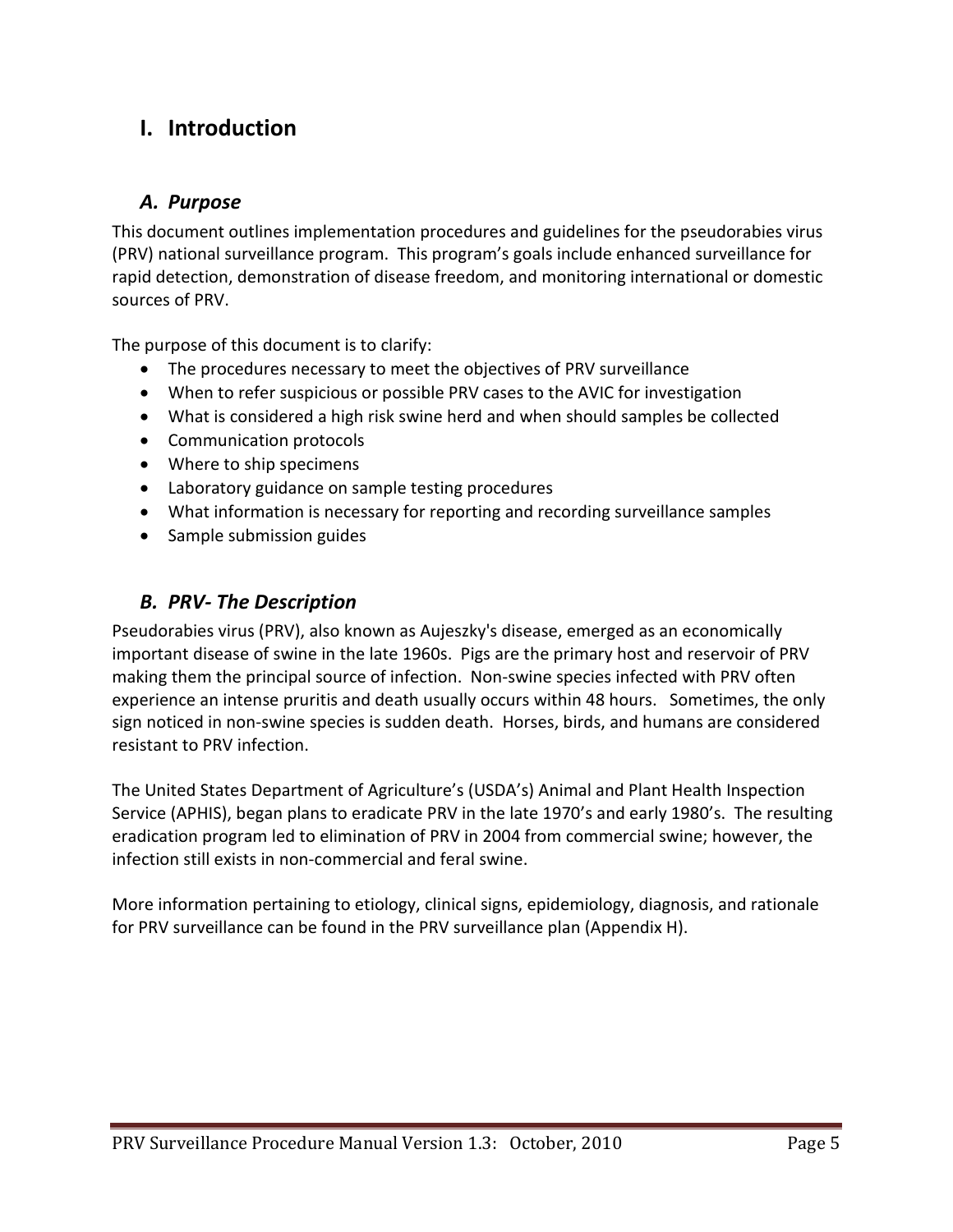# I. Introduction

## *A. Purpose*

This document outlines implementation procedures and guidelines for the pseudorabies virus (PRV) national surveillance program. This program's goals include enhanced surveillance for rapid detection, demonstration of disease freedom, and monitoring international or domestic sources of PRV.

The purpose of this document is to clarify:

- The procedures necessary to meet the objectives of PRV surveillance
- When to refer suspicious or possible PRV cases to the AVIC for investigation
- What is considered a high risk swine herd and when should samples be collected
- Communication protocols
- Where to ship specimens
- Laboratory guidance on sample testing procedures
- What information is necessary for reporting and recording surveillance samples
- Sample submission guides

## *B. PRV- The Description*

Pseudorabies virus (PRV), also known as Aujeszky's disease, emerged as an economically important disease of swine in the late 1960s. Pigs are the primary host and reservoir of PRV making them the principal source of infection. Non-swine species infected with PRV often experience an intense pruritis and death usually occurs within 48 hours. Sometimes, the only sign noticed in non-swine species is sudden death. Horses, birds, and humans are considered resistant to PRV infection.

The United States Department of Agriculture's (USDA's) Animal and Plant Health Inspection Service (APHIS), began plans to eradicate PRV in the late 1970's and early 1980's. The resulting eradication program led to elimination of PRV in 2004 from commercial swine; however, the infection still exists in non-commercial and feral swine.

More information pertaining to etiology, clinical signs, epidemiology, diagnosis, and rationale for PRV surveillance can be found in the PRV surveillance plan (Appendix H).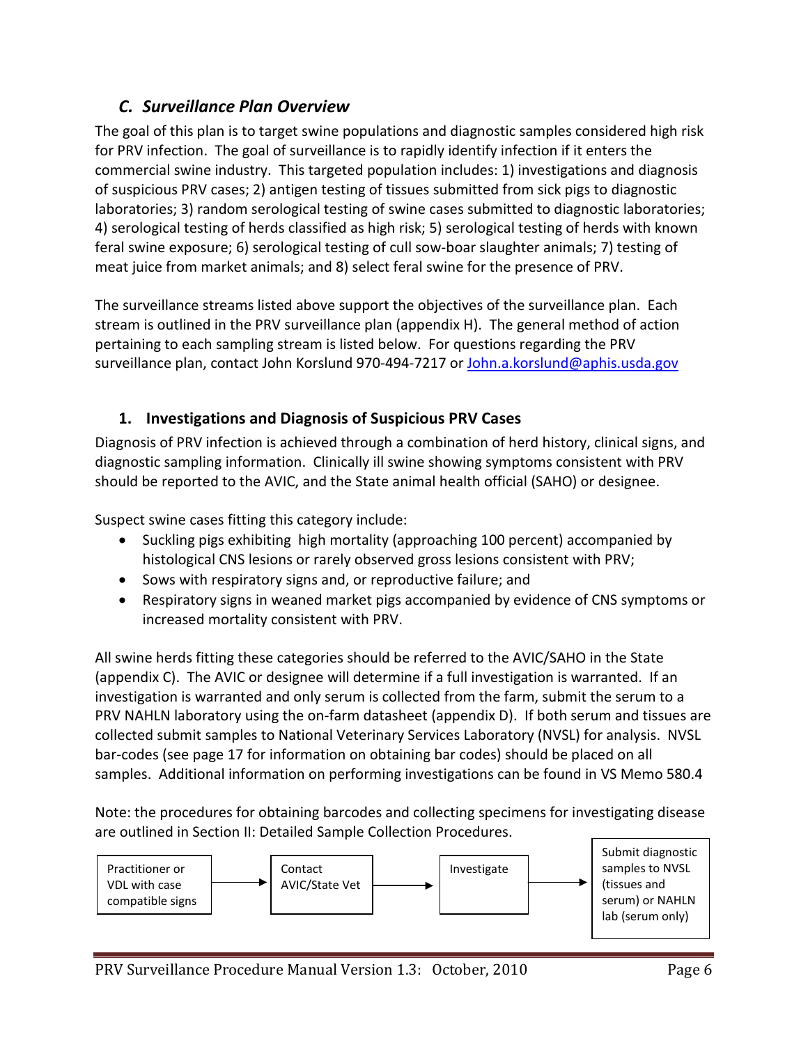## *C. Surveillance Plan Overview*

The goal of this plan is to target swine populations and diagnostic samples considered high risk for PRV infection. The goal of surveillance is to rapidly identify infection if it enters the commercial swine industry. This targeted population includes: 1) investigations and diagnosis of suspicious PRV cases; 2) antigen testing of tissues submitted from sick pigs to diagnostic laboratories; 3) random serological testing of swine cases submitted to diagnostic laboratories; 4) serological testing of herds classified as high risk; 5) serological testing of herds with known feral swine exposure; 6) serological testing of cull sow-boar slaughter animals; 7) testing of meat juice from market animals; and 8) select feral swine for the presence of PRV.

The surveillance streams listed above support the objectives of the surveillance plan. Each stream is outlined in the PRV surveillance plan (appendix H). The general method of action pertaining to each sampling stream is listed below. For questions regarding the PRV surveillance plan, contact John Korslund 970-494-7217 or John.a.korslund@aphis.usda.gov

### 1. Investigations and Diagnosis of Suspicious PRV Cases

Diagnosis of PRV infection is achieved through a combination of herd history, clinical signs, and diagnostic sampling information. Clinically ill swine showing symptoms consistent with PRV should be reported to the AVIC, and the State animal health official (SAHO) or designee.

Suspect swine cases fitting this category include:

- Suckling pigs exhibiting high mortality (approaching 100 percent) accompanied by histological CNS lesions or rarely observed gross lesions consistent with PRV;
- Sows with respiratory signs and, or reproductive failure; and
- Respiratory signs in weaned market pigs accompanied by evidence of CNS symptoms or increased mortality consistent with PRV.

All swine herds fitting these categories should be referred to the AVIC/SAHO in the State (appendix C). The AVIC or designee will determine if a full investigation is warranted. If an investigation is warranted and only serum is collected from the farm, submit the serum to a PRV NAHLN laboratory using the on-farm datasheet (appendix D). If both serum and tissues are collected submit samples to National Veterinary Services Laboratory (NVSL) for analysis. NVSL bar-codes (see page 17 for information on obtaining bar codes) should be placed on all samples. Additional information on performing investigations can be found in VS Memo 580.4

Note: the procedures for obtaining barcodes and collecting specimens for investigating disease are outlined in Section II: Detailed Sample Collection Procedures.

Practitioner or VDL with case compatible signs → Contact AVIC/State Vet → Investigate → Submit diagnostic samples to NVSL (tissues and serum) or NAHLN lab (serum only)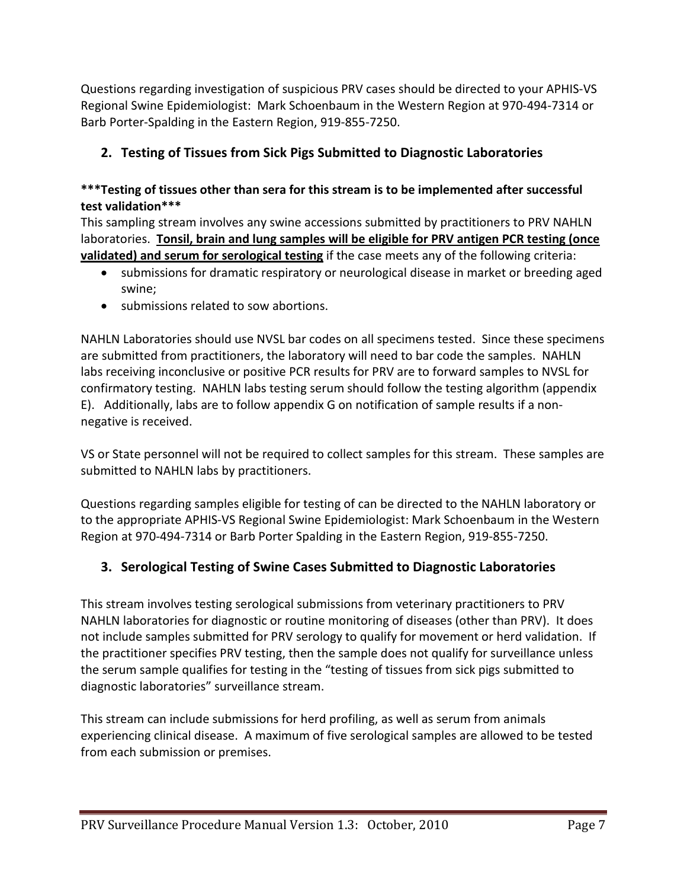Questions regarding investigation of suspicious PRV cases should be directed to your APHIS-VS Regional Swine Epidemiologist: Mark Schoenbaum in the Western Region at 970-494-7314 or Barb Porter-Spalding in the Eastern Region, 919-855-7250.

## 2. Testing of Tissues from Sick Pigs Submitted to Diagnostic Laboratories

**\*\*\*Testing of tissues other than sera for this stream is to be implemented after successful test validation\*\*\***

This sampling stream involves any swine accessions submitted by practitioners to PRV NAHLN laboratories. **Tonsil, brain and lung samples will be eligible for PRV antigen PCR testing (once validated) and serum for serological testing** if the case meets any of the following criteria:

- submissions for dramatic respiratory or neurological disease in market or breeding aged swine;
- submissions related to sow abortions.

NAHLN Laboratories should use NVSL bar codes on all specimens tested. Since these specimens are submitted from practitioners, the laboratory will need to bar code the samples. NAHLN labs receiving inconclusive or positive PCR results for PRV are to forward samples to NVSL for confirmatory testing. NAHLN labs testing serum should follow the testing algorithm (appendix E). Additionally, labs are to follow appendix G on notification of sample results if a non-negative is received.

VS or State personnel will not be required to collect samples for this stream. These samples are submitted to NAHLN labs by practitioners.

Questions regarding samples eligible for testing of can be directed to the NAHLN laboratory or to the appropriate APHIS-VS Regional Swine Epidemiologist: Mark Schoenbaum in the Western Region at 970-494-7314 or Barb Porter Spalding in the Eastern Region, 919-855-7250.

## 3. Serological Testing of Swine Cases Submitted to Diagnostic Laboratories

This stream involves testing serological submissions from veterinary practitioners to PRV NAHLN laboratories for diagnostic or routine monitoring of diseases (other than PRV). It does not include samples submitted for PRV serology to qualify for movement or herd validation. If the practitioner specifies PRV testing, then the sample does not qualify for surveillance unless the serum sample qualifies for testing in the "testing of tissues from sick pigs submitted to diagnostic laboratories" surveillance stream.

This stream can include submissions for herd profiling, as well as serum from animals experiencing clinical disease. A maximum of five serological samples are allowed to be tested from each submission or premises.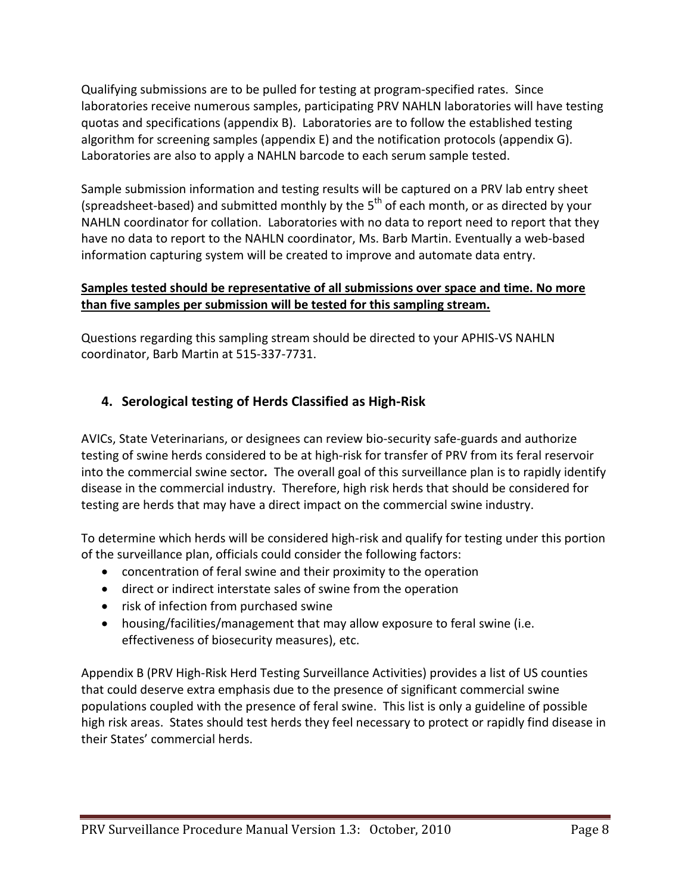Qualifying submissions are to be pulled for testing at program-specified rates. Since laboratories receive numerous samples, participating PRV NAHLN laboratories will have testing quotas and specifications (appendix B). Laboratories are to follow the established testing algorithm for screening samples (appendix E) and the notification protocols (appendix G). Laboratories are also to apply a NAHLN barcode to each serum sample tested.

Sample submission information and testing results will be captured on a PRV lab entry sheet (spreadsheet-based) and submitted monthly by the 5th of each month, or as directed by your NAHLN coordinator for collation. Laboratories with no data to report need to report that they have no data to report to the NAHLN coordinator, Ms. Barb Martin. Eventually a web-based information capturing system will be created to improve and automate data entry.

**Samples tested should be representative of all submissions over space and time. No more than five samples per submission will be tested for this sampling stream.**

Questions regarding this sampling stream should be directed to your APHIS-VS NAHLN coordinator, Barb Martin at 515-337-7731.

## 4. Serological testing of Herds Classified as High-Risk

AVICs, State Veterinarians, or designees can review bio-security safe-guards and authorize testing of swine herds considered to be at high-risk for transfer of PRV from its feral reservoir into the commercial swine sector. The overall goal of this surveillance plan is to rapidly identify disease in the commercial industry. Therefore, high risk herds that should be considered for testing are herds that may have a direct impact on the commercial swine industry.

To determine which herds will be considered high-risk and qualify for testing under this portion of the surveillance plan, officials could consider the following factors:

- concentration of feral swine and their proximity to the operation
- direct or indirect interstate sales of swine from the operation
- risk of infection from purchased swine
- housing/facilities/management that may allow exposure to feral swine (i.e. effectiveness of biosecurity measures), etc.

Appendix B (PRV High-Risk Herd Testing Surveillance Activities) provides a list of US counties that could deserve extra emphasis due to the presence of significant commercial swine populations coupled with the presence of feral swine. This list is only a guideline of possible high risk areas. States should test herds they feel necessary to protect or rapidly find disease in their States' commercial herds.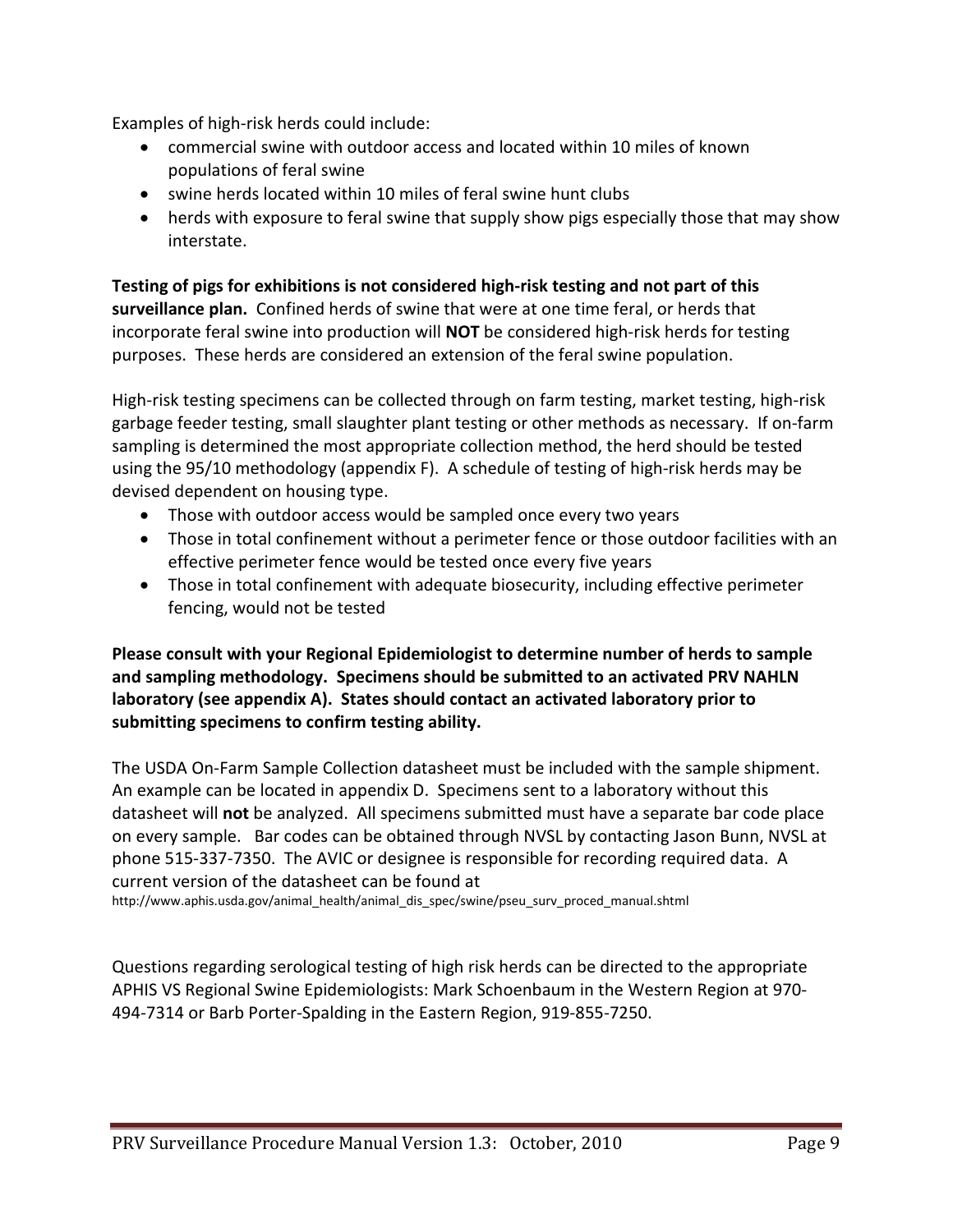Examples of high-risk herds could include:

- commercial swine with outdoor access and located within 10 miles of known populations of feral swine
- swine herds located within 10 miles of feral swine hunt clubs
- herds with exposure to feral swine that supply show pigs especially those that may show interstate.

**Testing of pigs for exhibitions is not considered high-risk testing and not part of this surveillance plan.** Confined herds of swine that were at one time feral, or herds that incorporate feral swine into production will **NOT** be considered high-risk herds for testing purposes. These herds are considered an extension of the feral swine population.

High-risk testing specimens can be collected through on farm testing, market testing, high-risk garbage feeder testing, small slaughter plant testing or other methods as necessary. If on-farm sampling is determined the most appropriate collection method, the herd should be tested using the 95/10 methodology (appendix F). A schedule of testing of high-risk herds may be devised dependent on housing type.

- Those with outdoor access would be sampled once every two years
- Those in total confinement without a perimeter fence or those outdoor facilities with an effective perimeter fence would be tested once every five years
- Those in total confinement with adequate biosecurity, including effective perimeter fencing, would not be tested

**Please consult with your Regional Epidemiologist to determine number of herds to sample and sampling methodology. Specimens should be submitted to an activated PRV NAHLN laboratory (see appendix A). States should contact an activated laboratory prior to submitting specimens to confirm testing ability.**

The USDA On-Farm Sample Collection datasheet must be included with the sample shipment. An example can be located in appendix D. Specimens sent to a laboratory without this datasheet will **not** be analyzed. All specimens submitted must have a separate bar code place on every sample. Bar codes can be obtained through NVSL by contacting Jason Bunn, NVSL at phone 515-337-7350. The AVIC or designee is responsible for recording required data. A current version of the datasheet can be found at
http://www.aphis.usda.gov/animal_health/animal_dis_spec/swine/pseu_surv_proced_manual.shtml

Questions regarding serological testing of high risk herds can be directed to the appropriate APHIS VS Regional Swine Epidemiologists: Mark Schoenbaum in the Western Region at 970-494-7314 or Barb Porter-Spalding in the Eastern Region, 919-855-7250.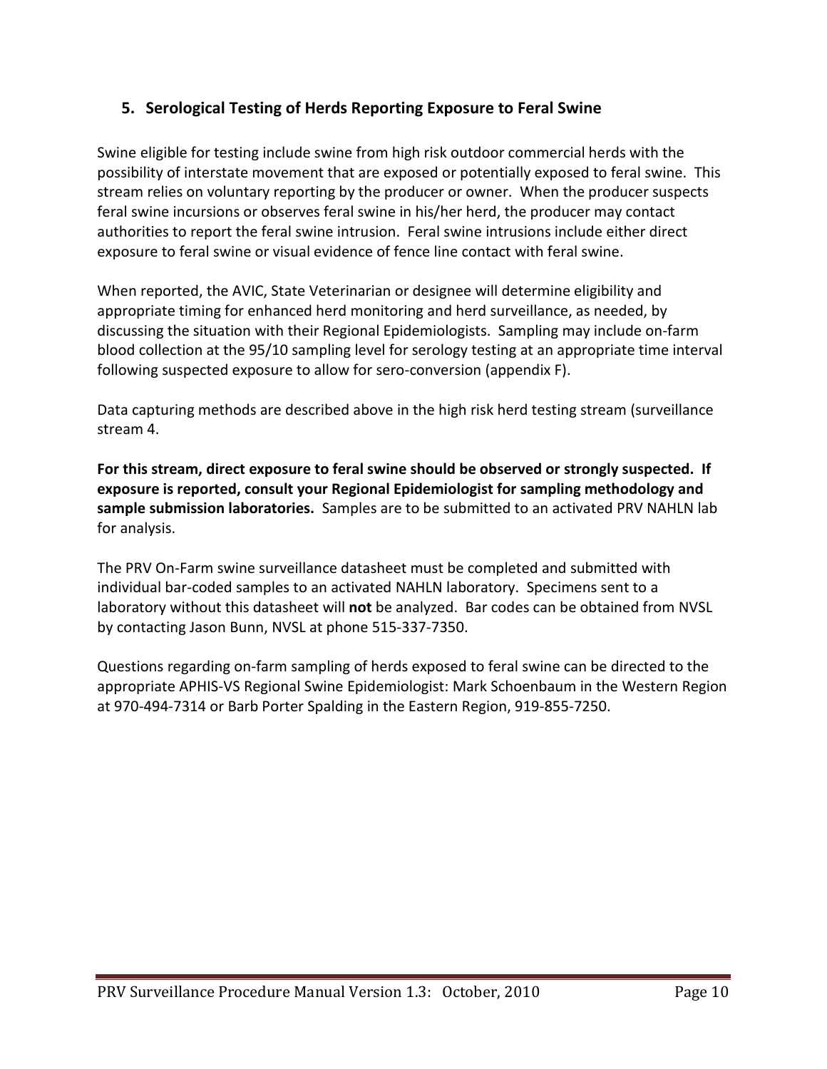## 5. Serological Testing of Herds Reporting Exposure to Feral Swine

Swine eligible for testing include swine from high risk outdoor commercial herds with the possibility of interstate movement that are exposed or potentially exposed to feral swine. This stream relies on voluntary reporting by the producer or owner. When the producer suspects feral swine incursions or observes feral swine in his/her herd, the producer may contact authorities to report the feral swine intrusion. Feral swine intrusions include either direct exposure to feral swine or visual evidence of fence line contact with feral swine.

When reported, the AVIC, State Veterinarian or designee will determine eligibility and appropriate timing for enhanced herd monitoring and herd surveillance, as needed, by discussing the situation with their Regional Epidemiologists. Sampling may include on-farm blood collection at the 95/10 sampling level for serology testing at an appropriate time interval following suspected exposure to allow for sero-conversion (appendix F).

Data capturing methods are described above in the high risk herd testing stream (surveillance stream 4.

**For this stream, direct exposure to feral swine should be observed or strongly suspected. If exposure is reported, consult your Regional Epidemiologist for sampling methodology and sample submission laboratories.** Samples are to be submitted to an activated PRV NAHLN lab for analysis.

The PRV On-Farm swine surveillance datasheet must be completed and submitted with individual bar-coded samples to an activated NAHLN laboratory. Specimens sent to a laboratory without this datasheet will **not** be analyzed. Bar codes can be obtained from NVSL by contacting Jason Bunn, NVSL at phone 515-337-7350.

Questions regarding on-farm sampling of herds exposed to feral swine can be directed to the appropriate APHIS-VS Regional Swine Epidemiologist: Mark Schoenbaum in the Western Region at 970-494-7314 or Barb Porter Spalding in the Eastern Region, 919-855-7250.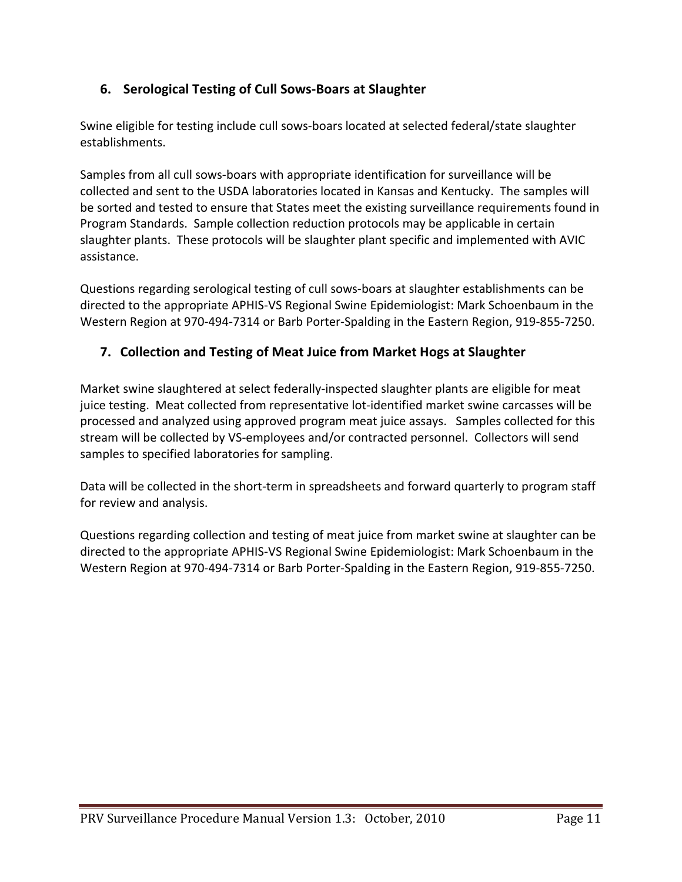## 6. Serological Testing of Cull Sows-Boars at Slaughter

Swine eligible for testing include cull sows-boars located at selected federal/state slaughter establishments.

Samples from all cull sows-boars with appropriate identification for surveillance will be collected and sent to the USDA laboratories located in Kansas and Kentucky. The samples will be sorted and tested to ensure that States meet the existing surveillance requirements found in Program Standards. Sample collection reduction protocols may be applicable in certain slaughter plants. These protocols will be slaughter plant specific and implemented with AVIC assistance.

Questions regarding serological testing of cull sows-boars at slaughter establishments can be directed to the appropriate APHIS-VS Regional Swine Epidemiologist: Mark Schoenbaum in the Western Region at 970-494-7314 or Barb Porter-Spalding in the Eastern Region, 919-855-7250.

## 7. Collection and Testing of Meat Juice from Market Hogs at Slaughter

Market swine slaughtered at select federally-inspected slaughter plants are eligible for meat juice testing. Meat collected from representative lot-identified market swine carcasses will be processed and analyzed using approved program meat juice assays. Samples collected for this stream will be collected by VS-employees and/or contracted personnel. Collectors will send samples to specified laboratories for sampling.

Data will be collected in the short-term in spreadsheets and forward quarterly to program staff for review and analysis.

Questions regarding collection and testing of meat juice from market swine at slaughter can be directed to the appropriate APHIS-VS Regional Swine Epidemiologist: Mark Schoenbaum in the Western Region at 970-494-7314 or Barb Porter-Spalding in the Eastern Region, 919-855-7250.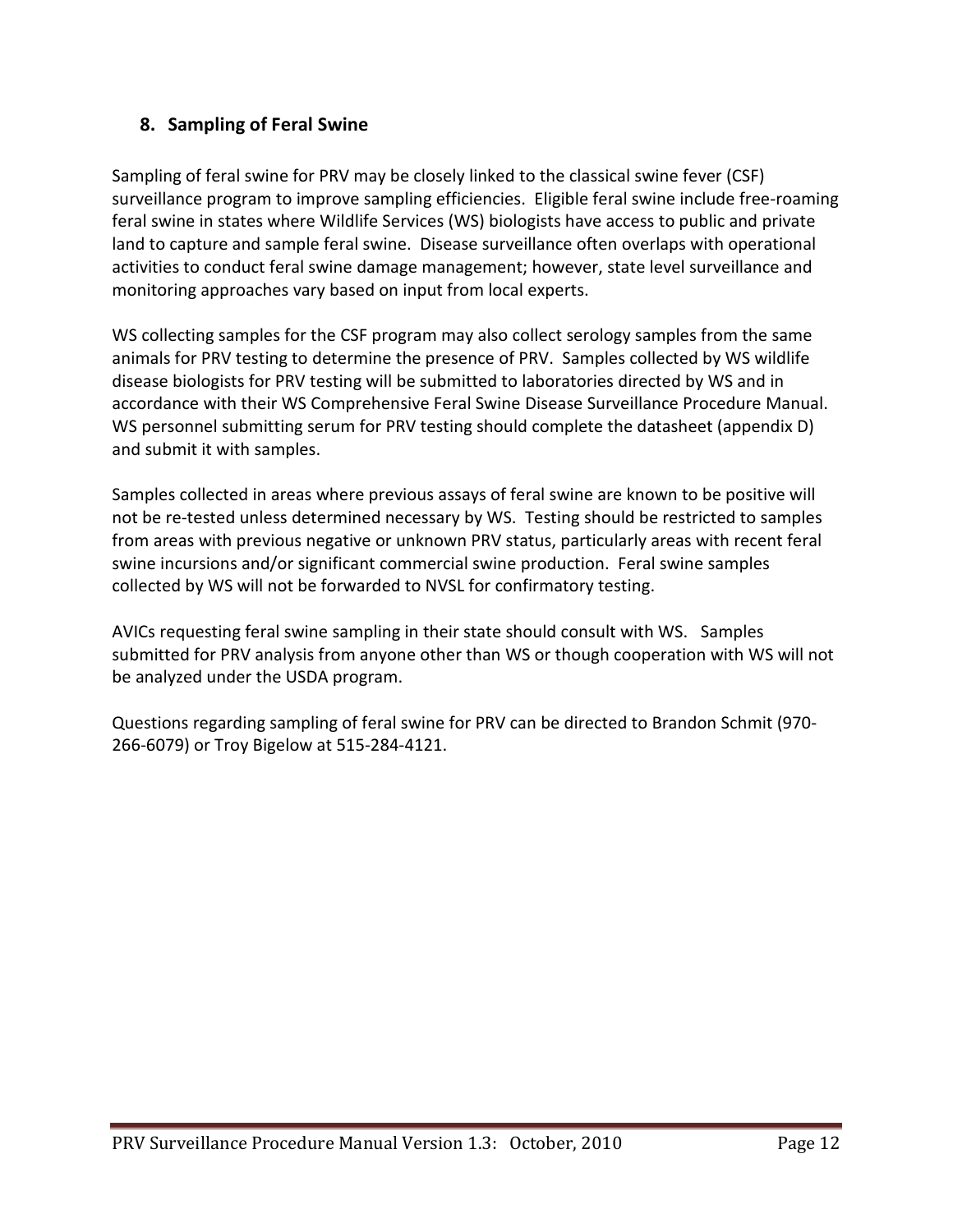## 8. Sampling of Feral Swine

Sampling of feral swine for PRV may be closely linked to the classical swine fever (CSF) surveillance program to improve sampling efficiencies. Eligible feral swine include free-roaming feral swine in states where Wildlife Services (WS) biologists have access to public and private land to capture and sample feral swine. Disease surveillance often overlaps with operational activities to conduct feral swine damage management; however, state level surveillance and monitoring approaches vary based on input from local experts.

WS collecting samples for the CSF program may also collect serology samples from the same animals for PRV testing to determine the presence of PRV. Samples collected by WS wildlife disease biologists for PRV testing will be submitted to laboratories directed by WS and in accordance with their WS Comprehensive Feral Swine Disease Surveillance Procedure Manual. WS personnel submitting serum for PRV testing should complete the datasheet (appendix D) and submit it with samples.

Samples collected in areas where previous assays of feral swine are known to be positive will not be re-tested unless determined necessary by WS. Testing should be restricted to samples from areas with previous negative or unknown PRV status, particularly areas with recent feral swine incursions and/or significant commercial swine production. Feral swine samples collected by WS will not be forwarded to NVSL for confirmatory testing.

AVICs requesting feral swine sampling in their state should consult with WS. Samples submitted for PRV analysis from anyone other than WS or though cooperation with WS will not be analyzed under the USDA program.

Questions regarding sampling of feral swine for PRV can be directed to Brandon Schmit (970-266-6079) or Troy Bigelow at 515-284-4121.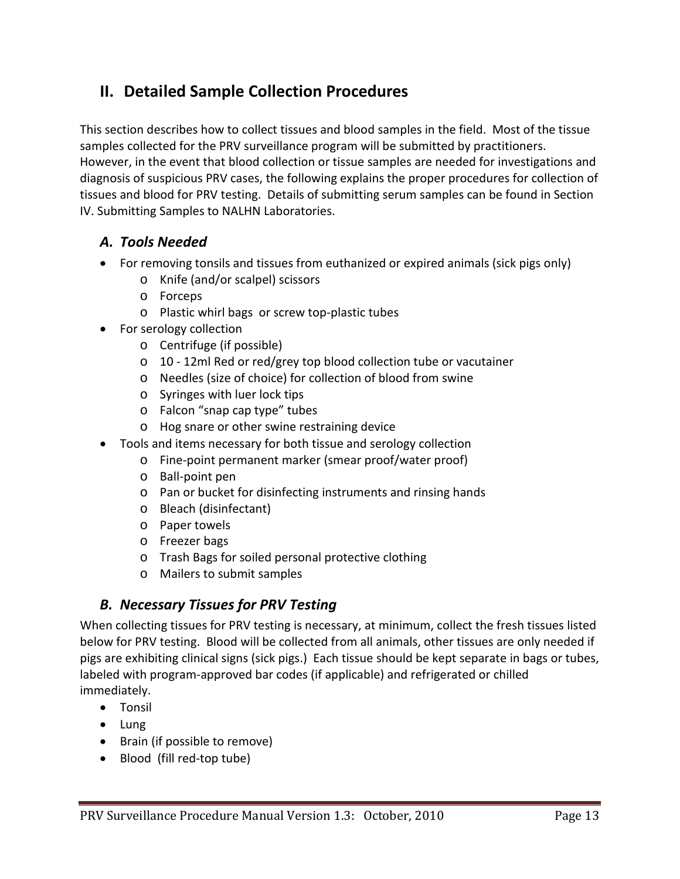## II. Detailed Sample Collection Procedures

This section describes how to collect tissues and blood samples in the field. Most of the tissue samples collected for the PRV surveillance program will be submitted by practitioners. However, in the event that blood collection or tissue samples are needed for investigations and diagnosis of suspicious PRV cases, the following explains the proper procedures for collection of tissues and blood for PRV testing. Details of submitting serum samples can be found in Section IV. Submitting Samples to NALHN Laboratories.

### *A. Tools Needed*

- For removing tonsils and tissues from euthanized or expired animals (sick pigs only)
  - Knife (and/or scalpel) scissors
  - Forceps
  - Plastic whirl bags or screw top-plastic tubes
- For serology collection
  - Centrifuge (if possible)
  - 10 - 12ml Red or red/grey top blood collection tube or vacutainer
  - Needles (size of choice) for collection of blood from swine
  - Syringes with luer lock tips
  - Falcon "snap cap type" tubes
  - Hog snare or other swine restraining device
- Tools and items necessary for both tissue and serology collection
  - Fine-point permanent marker (smear proof/water proof)
  - Ball-point pen
  - Pan or bucket for disinfecting instruments and rinsing hands
  - Bleach (disinfectant)
  - Paper towels
  - Freezer bags
  - Trash Bags for soiled personal protective clothing
  - Mailers to submit samples

### *B. Necessary Tissues for PRV Testing*

When collecting tissues for PRV testing is necessary, at minimum, collect the fresh tissues listed below for PRV testing. Blood will be collected from all animals, other tissues are only needed if pigs are exhibiting clinical signs (sick pigs.) Each tissue should be kept separate in bags or tubes, labeled with program-approved bar codes (if applicable) and refrigerated or chilled immediately.

- Tonsil
- Lung
- Brain (if possible to remove)
- Blood (fill red-top tube)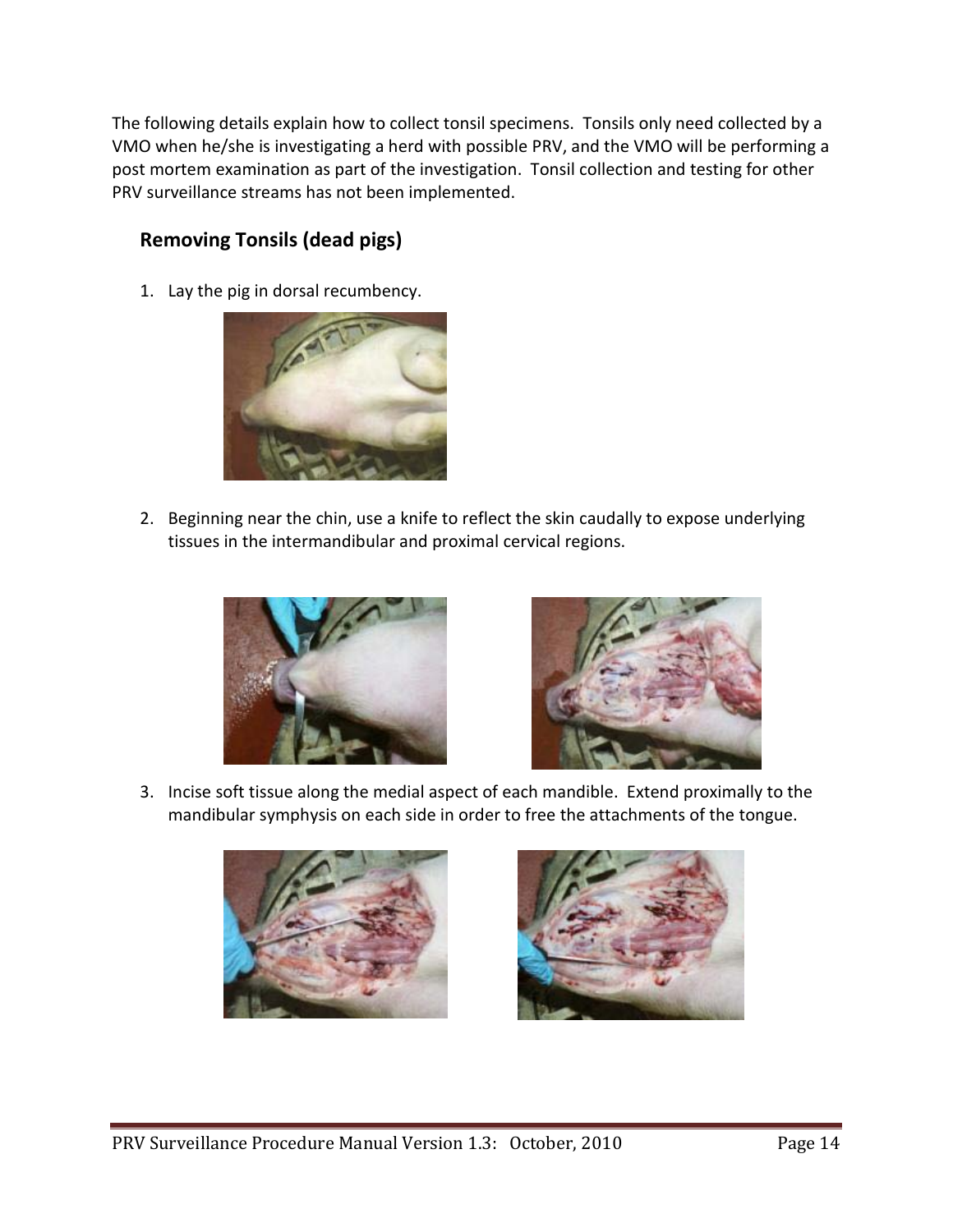The following details explain how to collect tonsil specimens. Tonsils only need collected by a VMO when he/she is investigating a herd with possible PRV, and the VMO will be performing a post mortem examination as part of the investigation. Tonsil collection and testing for other PRV surveillance streams has not been implemented.

## Removing Tonsils (dead pigs)

1. Lay the pig in dorsal recumbency.

2. Beginning near the chin, use a knife to reflect the skin caudally to expose underlying tissues in the intermandibular and proximal cervical regions.

3. Incise soft tissue along the medial aspect of each mandible. Extend proximally to the mandibular symphysis on each side in order to free the attachments of the tongue.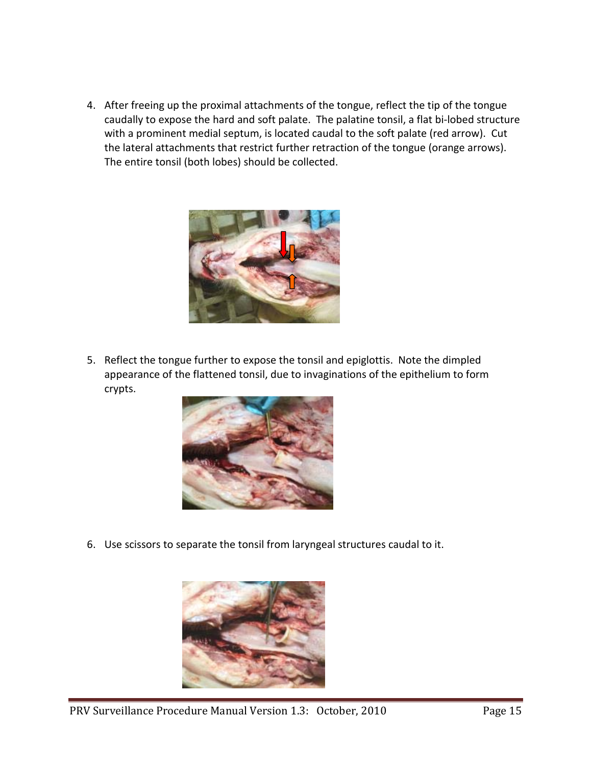4. After freeing up the proximal attachments of the tongue, reflect the tip of the tongue caudally to expose the hard and soft palate. The palatine tonsil, a flat bi-lobed structure with a prominent medial septum, is located caudal to the soft palate (red arrow). Cut the lateral attachments that restrict further retraction of the tongue (orange arrows). The entire tonsil (both lobes) should be collected.

5. Reflect the tongue further to expose the tonsil and epiglottis. Note the dimpled appearance of the flattened tonsil, due to invaginations of the epithelium to form crypts.

6. Use scissors to separate the tonsil from laryngeal structures caudal to it.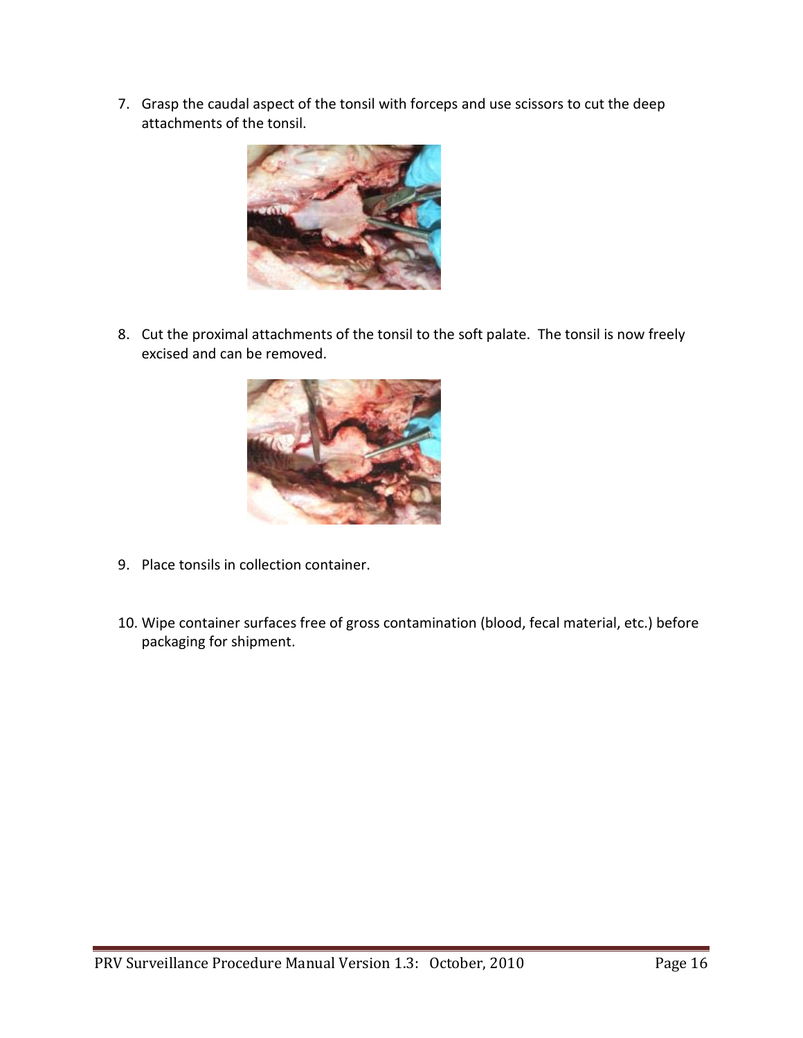7. Grasp the caudal aspect of the tonsil with forceps and use scissors to cut the deep attachments of the tonsil.

8. Cut the proximal attachments of the tonsil to the soft palate. The tonsil is now freely excised and can be removed.

9. Place tonsils in collection container.

10. Wipe container surfaces free of gross contamination (blood, fecal material, etc.) before packaging for shipment.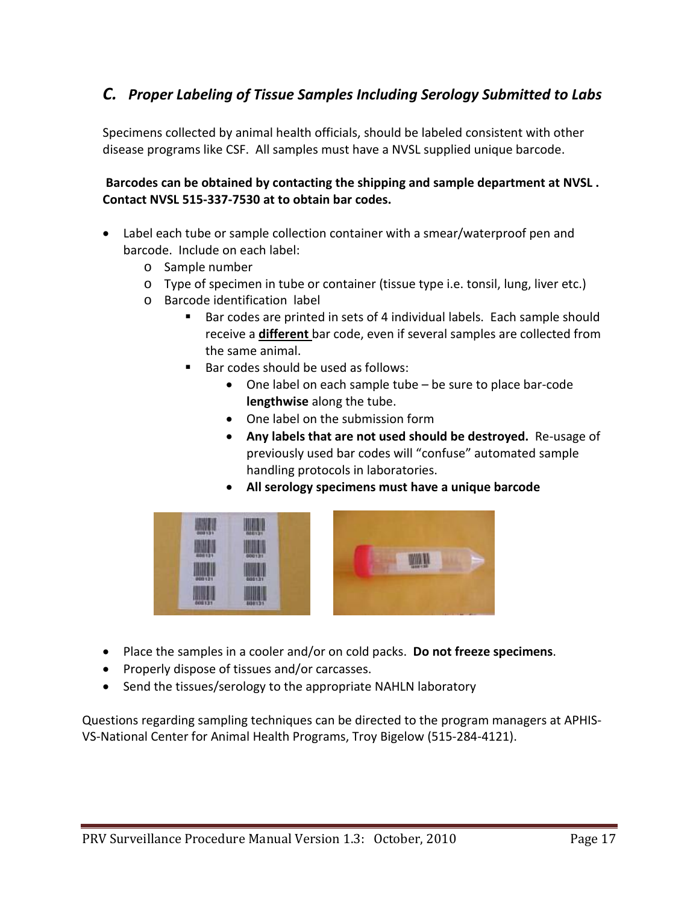## C. *Proper Labeling of Tissue Samples Including Serology Submitted to Labs*

Specimens collected by animal health officials, should be labeled consistent with other disease programs like CSF. All samples must have a NVSL supplied unique barcode.

**Barcodes can be obtained by contacting the shipping and sample department at NVSL . Contact NVSL 515-337-7530 at to obtain bar codes.**

- Label each tube or sample collection container with a smear/waterproof pen and barcode. Include on each label:
  - Sample number
  - Type of specimen in tube or container (tissue type i.e. tonsil, lung, liver etc.)
  - Barcode identification label
    - Bar codes are printed in sets of 4 individual labels. Each sample should receive a **different** bar code, even if several samples are collected from the same animal.
    - Bar codes should be used as follows:
      - One label on each sample tube – be sure to place bar-code **lengthwise** along the tube.
      - One label on the submission form
      - **Any labels that are not used should be destroyed.** Re-usage of previously used bar codes will "confuse" automated sample handling protocols in laboratories.
      - **All serology specimens must have a unique barcode**

- Place the samples in a cooler and/or on cold packs. **Do not freeze specimens**.
- Properly dispose of tissues and/or carcasses.
- Send the tissues/serology to the appropriate NAHLN laboratory

Questions regarding sampling techniques can be directed to the program managers at APHIS-VS-National Center for Animal Health Programs, Troy Bigelow (515-284-4121).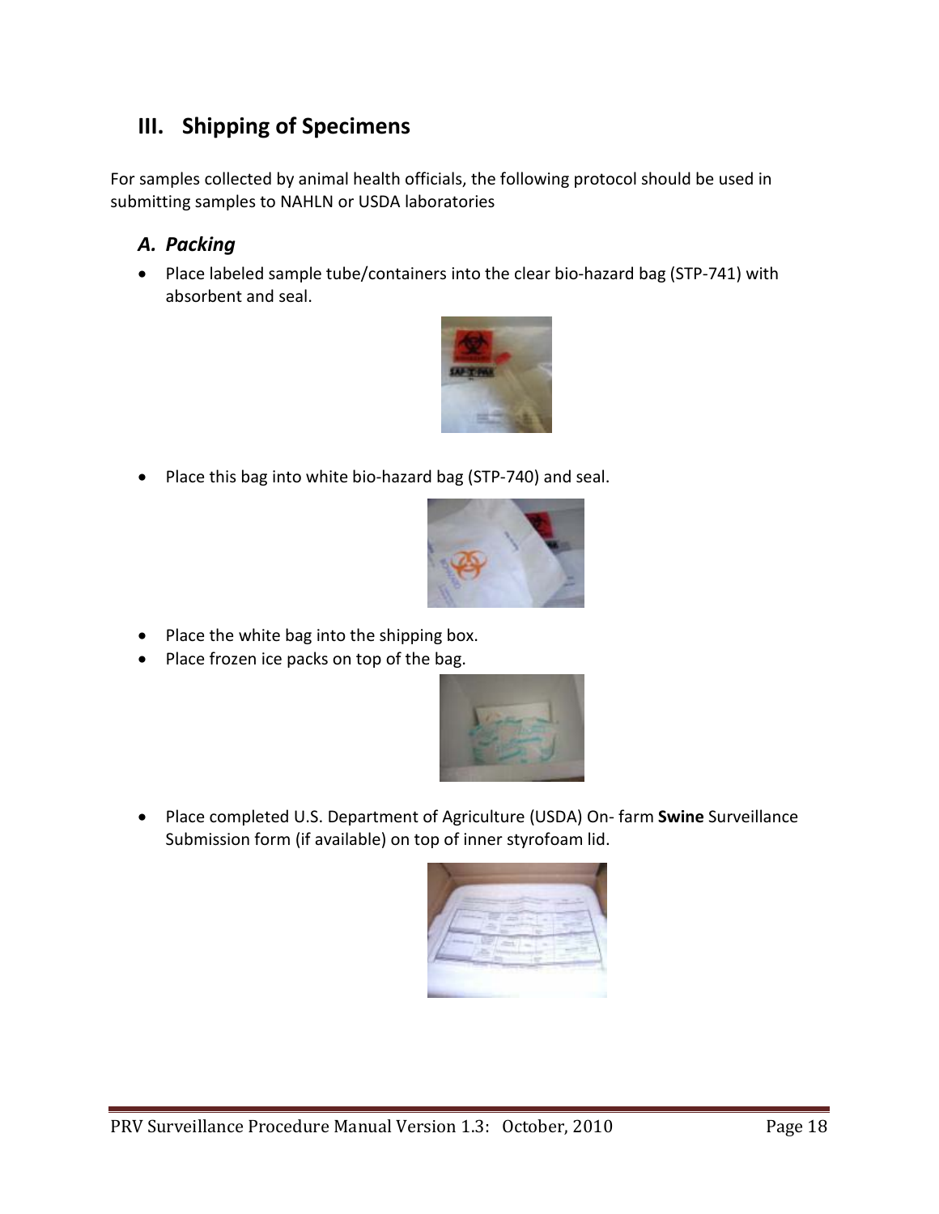## III. Shipping of Specimens

For samples collected by animal health officials, the following protocol should be used in submitting samples to NAHLN or USDA laboratories

### *A. Packing*

- Place labeled sample tube/containers into the clear bio-hazard bag (STP-741) with absorbent and seal.
- Place this bag into white bio-hazard bag (STP-740) and seal.
- Place the white bag into the shipping box.
- Place frozen ice packs on top of the bag.
- Place completed U.S. Department of Agriculture (USDA) On- farm **Swine** Surveillance Submission form (if available) on top of inner styrofoam lid.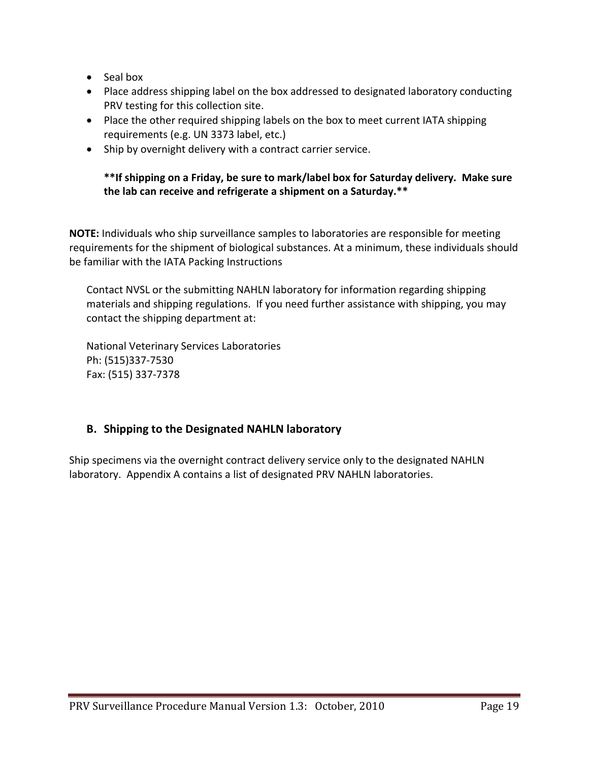- Seal box
- Place address shipping label on the box addressed to designated laboratory conducting PRV testing for this collection site.
- Place the other required shipping labels on the box to meet current IATA shipping requirements (e.g. UN 3373 label, etc.)
- Ship by overnight delivery with a contract carrier service.

  **\*\*If shipping on a Friday, be sure to mark/label box for Saturday delivery. Make sure the lab can receive and refrigerate a shipment on a Saturday.\*\***

**NOTE:** Individuals who ship surveillance samples to laboratories are responsible for meeting requirements for the shipment of biological substances. At a minimum, these individuals should be familiar with the IATA Packing Instructions

Contact NVSL or the submitting NAHLN laboratory for information regarding shipping materials and shipping regulations. If you need further assistance with shipping, you may contact the shipping department at:

National Veterinary Services Laboratories
Ph: (515)337-7530
Fax: (515) 337-7378

## B. Shipping to the Designated NAHLN laboratory

Ship specimens via the overnight contract delivery service only to the designated NAHLN laboratory. Appendix A contains a list of designated PRV NAHLN laboratories.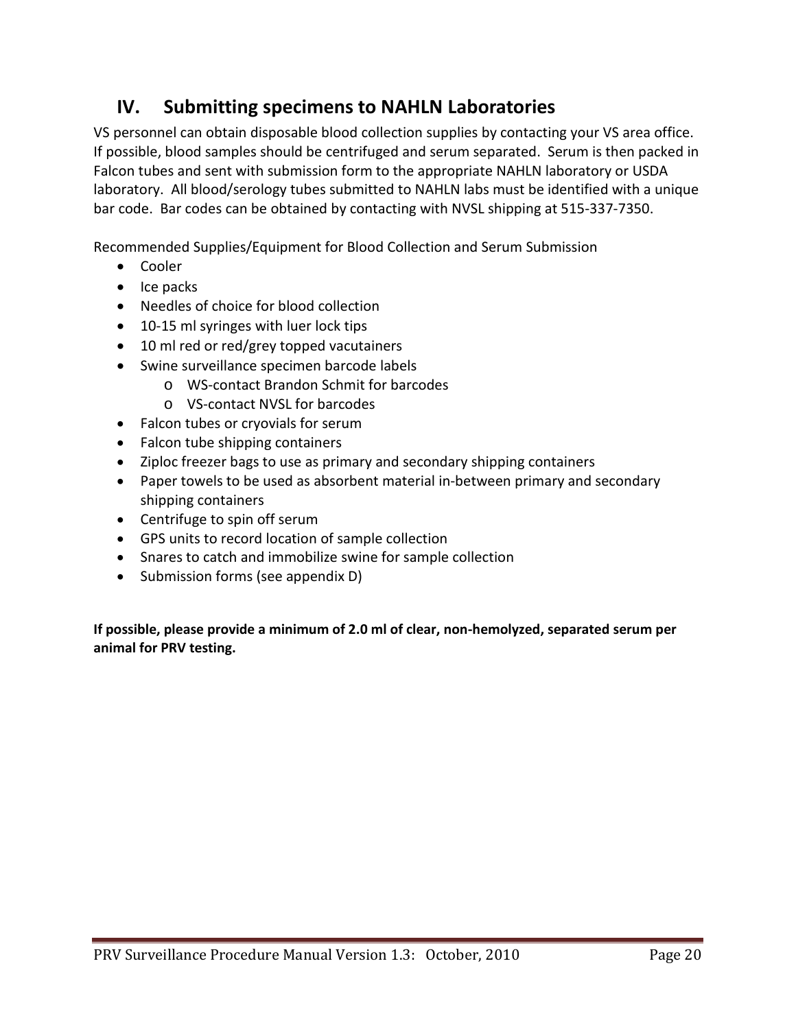## IV. Submitting specimens to NAHLN Laboratories

VS personnel can obtain disposable blood collection supplies by contacting your VS area office. If possible, blood samples should be centrifuged and serum separated. Serum is then packed in Falcon tubes and sent with submission form to the appropriate NAHLN laboratory or USDA laboratory. All blood/serology tubes submitted to NAHLN labs must be identified with a unique bar code. Bar codes can be obtained by contacting with NVSL shipping at 515-337-7350.

Recommended Supplies/Equipment for Blood Collection and Serum Submission

- Cooler
- Ice packs
- Needles of choice for blood collection
- 10-15 ml syringes with luer lock tips
- 10 ml red or red/grey topped vacutainers
- Swine surveillance specimen barcode labels
  - WS-contact Brandon Schmit for barcodes
  - VS-contact NVSL for barcodes
- Falcon tubes or cryovials for serum
- Falcon tube shipping containers
- Ziploc freezer bags to use as primary and secondary shipping containers
- Paper towels to be used as absorbent material in-between primary and secondary shipping containers
- Centrifuge to spin off serum
- GPS units to record location of sample collection
- Snares to catch and immobilize swine for sample collection
- Submission forms (see appendix D)

**If possible, please provide a minimum of 2.0 ml of clear, non-hemolyzed, separated serum per animal for PRV testing.**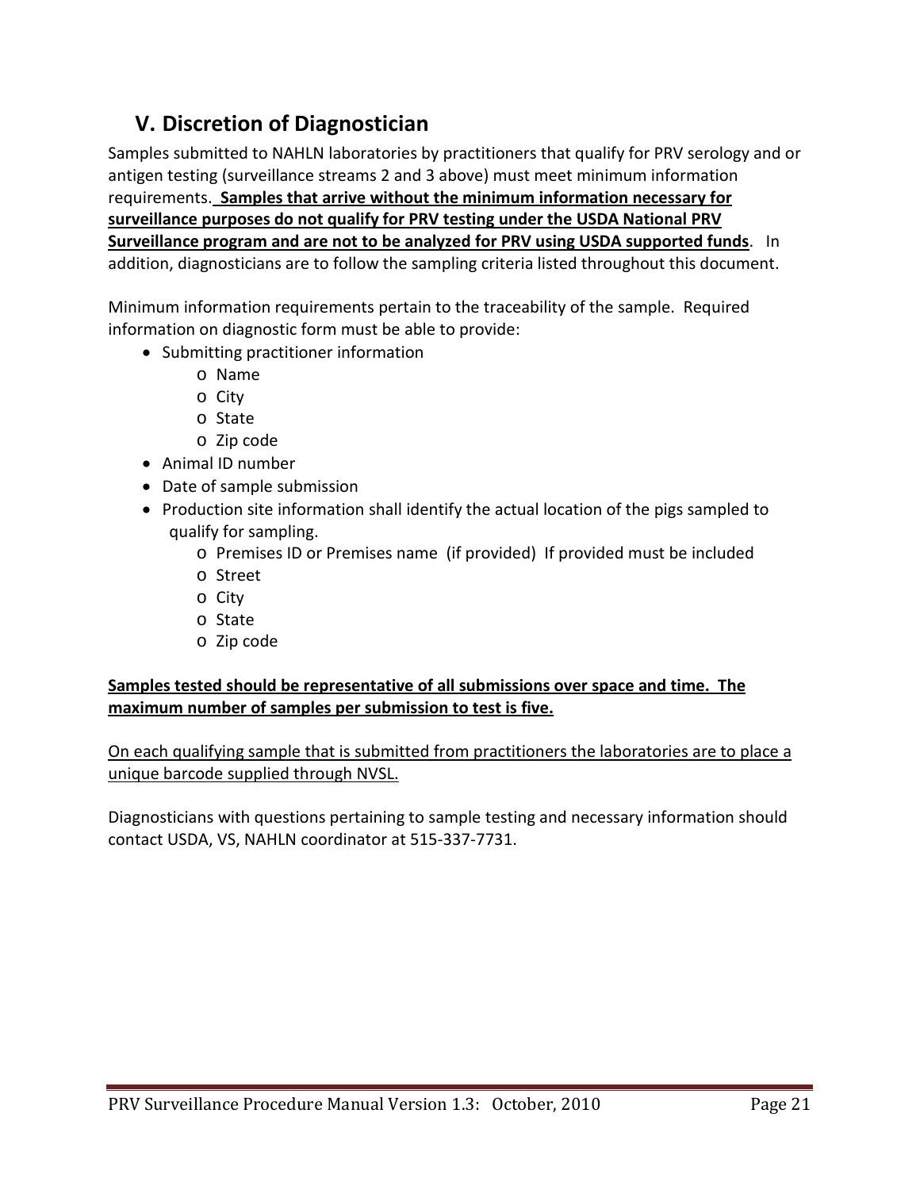## V. Discretion of Diagnostician

Samples submitted to NAHLN laboratories by practitioners that qualify for PRV serology and or antigen testing (surveillance streams 2 and 3 above) must meet minimum information requirements. <u>**Samples that arrive without the minimum information necessary for surveillance purposes do not qualify for PRV testing under the USDA National PRV Surveillance program and are not to be analyzed for PRV using USDA supported funds**</u>. In addition, diagnosticians are to follow the sampling criteria listed throughout this document.

Minimum information requirements pertain to the traceability of the sample. Required information on diagnostic form must be able to provide:

- Submitting practitioner information
    - Name
    - City
    - State
    - Zip code
- Animal ID number
- Date of sample submission
- Production site information shall identify the actual location of the pigs sampled to qualify for sampling.
    - Premises ID or Premises name (if provided) If provided must be included
    - Street
    - City
    - State
    - Zip code

<u>**Samples tested should be representative of all submissions over space and time. The maximum number of samples per submission to test is five.**</u>

<u>On each qualifying sample that is submitted from practitioners the laboratories are to place a unique barcode supplied through NVSL.</u>

Diagnosticians with questions pertaining to sample testing and necessary information should contact USDA, VS, NAHLN coordinator at 515-337-7731.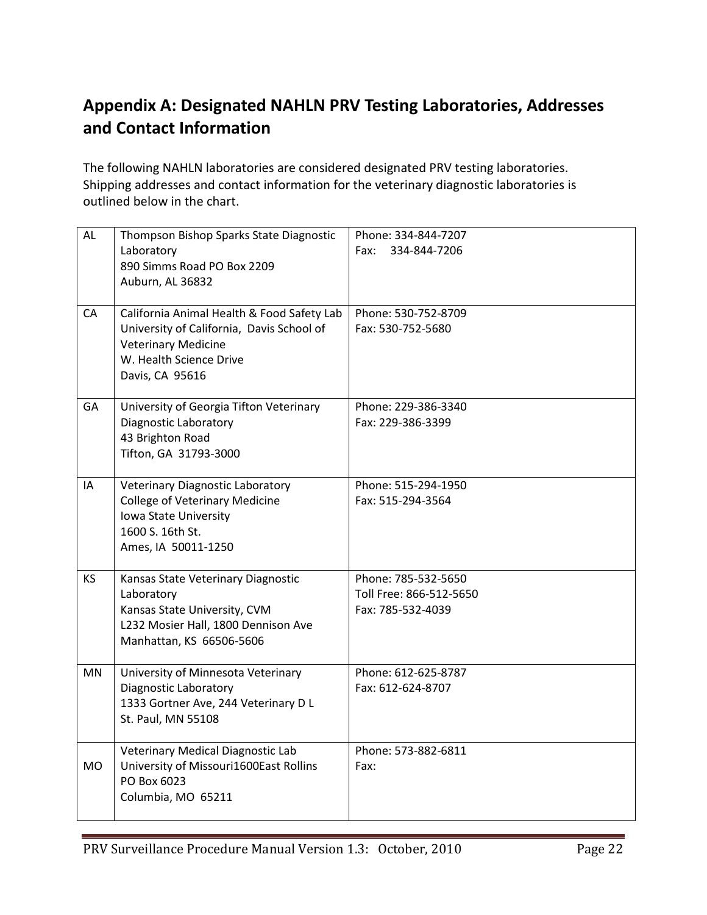## Appendix A: Designated NAHLN PRV Testing Laboratories, Addresses and Contact Information

The following NAHLN laboratories are considered designated PRV testing laboratories. Shipping addresses and contact information for the veterinary diagnostic laboratories is outlined below in the chart.

| | | |
|---|---|---|
| AL | Thompson Bishop Sparks State Diagnostic Laboratory<br>890 Simms Road PO Box 2209<br>Auburn, AL 36832 | Phone: 334-844-7207<br>Fax: 334-844-7206 |
| CA | California Animal Health & Food Safety Lab<br>University of California, Davis School of Veterinary Medicine<br>W. Health Science Drive<br>Davis, CA 95616 | Phone: 530-752-8709<br>Fax: 530-752-5680 |
| GA | University of Georgia Tifton Veterinary Diagnostic Laboratory<br>43 Brighton Road<br>Tifton, GA 31793-3000 | Phone: 229-386-3340<br>Fax: 229-386-3399 |
| IA | Veterinary Diagnostic Laboratory<br>College of Veterinary Medicine<br>Iowa State University<br>1600 S. 16th St.<br>Ames, IA 50011-1250 | Phone: 515-294-1950<br>Fax: 515-294-3564 |
| KS | Kansas State Veterinary Diagnostic Laboratory<br>Kansas State University, CVM<br>L232 Mosier Hall, 1800 Dennison Ave<br>Manhattan, KS 66506-5606 | Phone: 785-532-5650<br>Toll Free: 866-512-5650<br>Fax: 785-532-4039 |
| MN | University of Minnesota Veterinary Diagnostic Laboratory<br>1333 Gortner Ave, 244 Veterinary D L<br>St. Paul, MN 55108 | Phone: 612-625-8787<br>Fax: 612-624-8707 |
| MO | Veterinary Medical Diagnostic Lab<br>University of Missouri1600East Rollins<br>PO Box 6023<br>Columbia, MO 65211 | Phone: 573-882-6811<br>Fax: |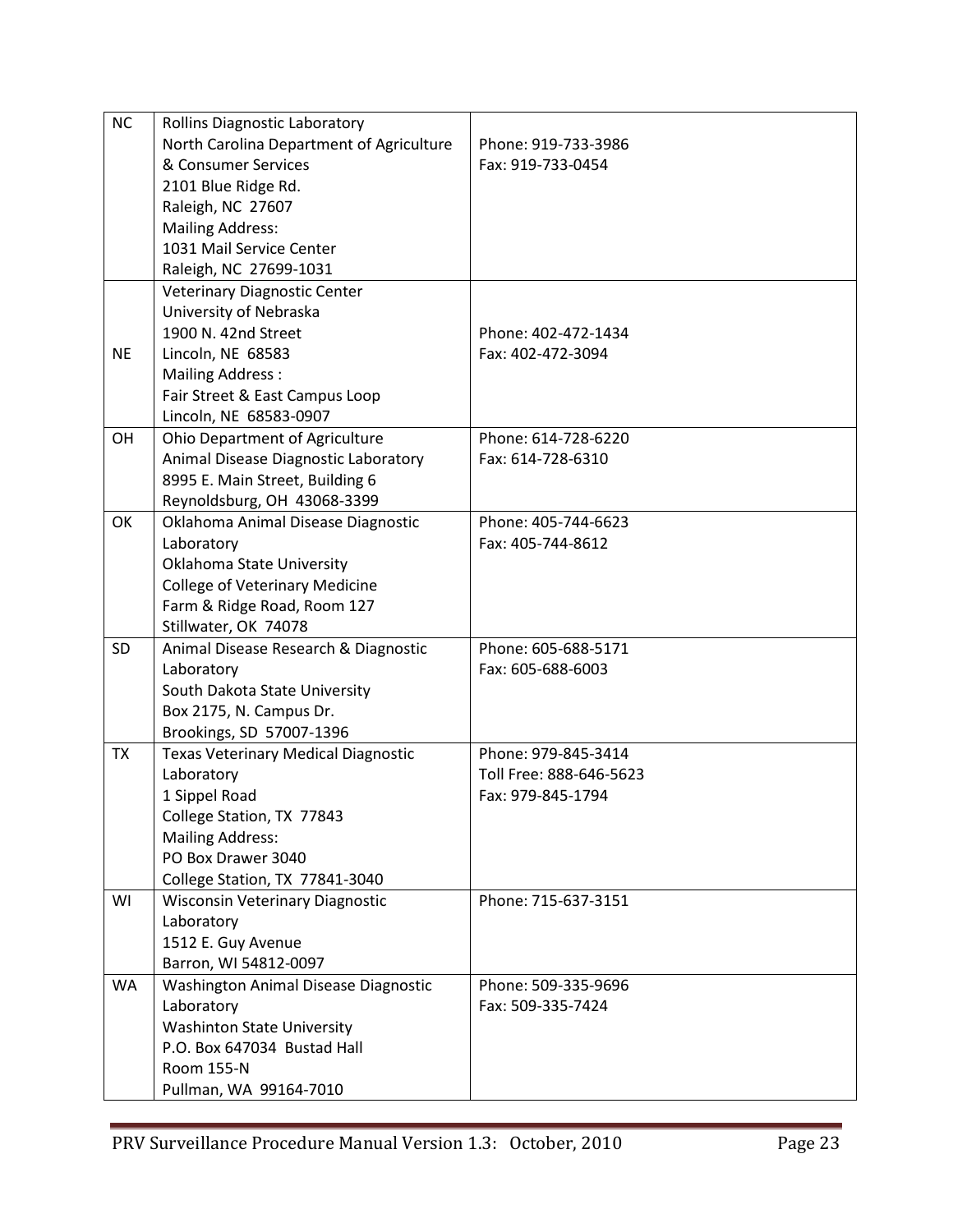| | | |
|---|---|---|
| NC | Rollins Diagnostic Laboratory<br>North Carolina Department of Agriculture & Consumer Services<br>2101 Blue Ridge Rd.<br>Raleigh, NC 27607<br>Mailing Address:<br>1031 Mail Service Center<br>Raleigh, NC 27699-1031 | Phone: 919-733-3986<br>Fax: 919-733-0454 |
| NE | Veterinary Diagnostic Center<br>University of Nebraska<br>1900 N. 42nd Street<br>Lincoln, NE 68583<br>Mailing Address :<br>Fair Street & East Campus Loop<br>Lincoln, NE 68583-0907 | Phone: 402-472-1434<br>Fax: 402-472-3094 |
| OH | Ohio Department of Agriculture<br>Animal Disease Diagnostic Laboratory<br>8995 E. Main Street, Building 6<br>Reynoldsburg, OH 43068-3399 | Phone: 614-728-6220<br>Fax: 614-728-6310 |
| OK | Oklahoma Animal Disease Diagnostic Laboratory<br>Oklahoma State University<br>College of Veterinary Medicine<br>Farm & Ridge Road, Room 127<br>Stillwater, OK 74078 | Phone: 405-744-6623<br>Fax: 405-744-8612 |
| SD | Animal Disease Research & Diagnostic Laboratory<br>South Dakota State University<br>Box 2175, N. Campus Dr.<br>Brookings, SD 57007-1396 | Phone: 605-688-5171<br>Fax: 605-688-6003 |
| TX | Texas Veterinary Medical Diagnostic Laboratory<br>1 Sippel Road<br>College Station, TX 77843<br>Mailing Address:<br>PO Box Drawer 3040<br>College Station, TX 77841-3040 | Phone: 979-845-3414<br>Toll Free: 888-646-5623<br>Fax: 979-845-1794 |
| WI | Wisconsin Veterinary Diagnostic Laboratory<br>1512 E. Guy Avenue<br>Barron, WI 54812-0097 | Phone: 715-637-3151 |
| WA | Washington Animal Disease Diagnostic Laboratory<br>Washinton State University<br>P.O. Box 647034 Bustad Hall<br>Room 155-N<br>Pullman, WA 99164-7010 | Phone: 509-335-9696<br>Fax: 509-335-7424 |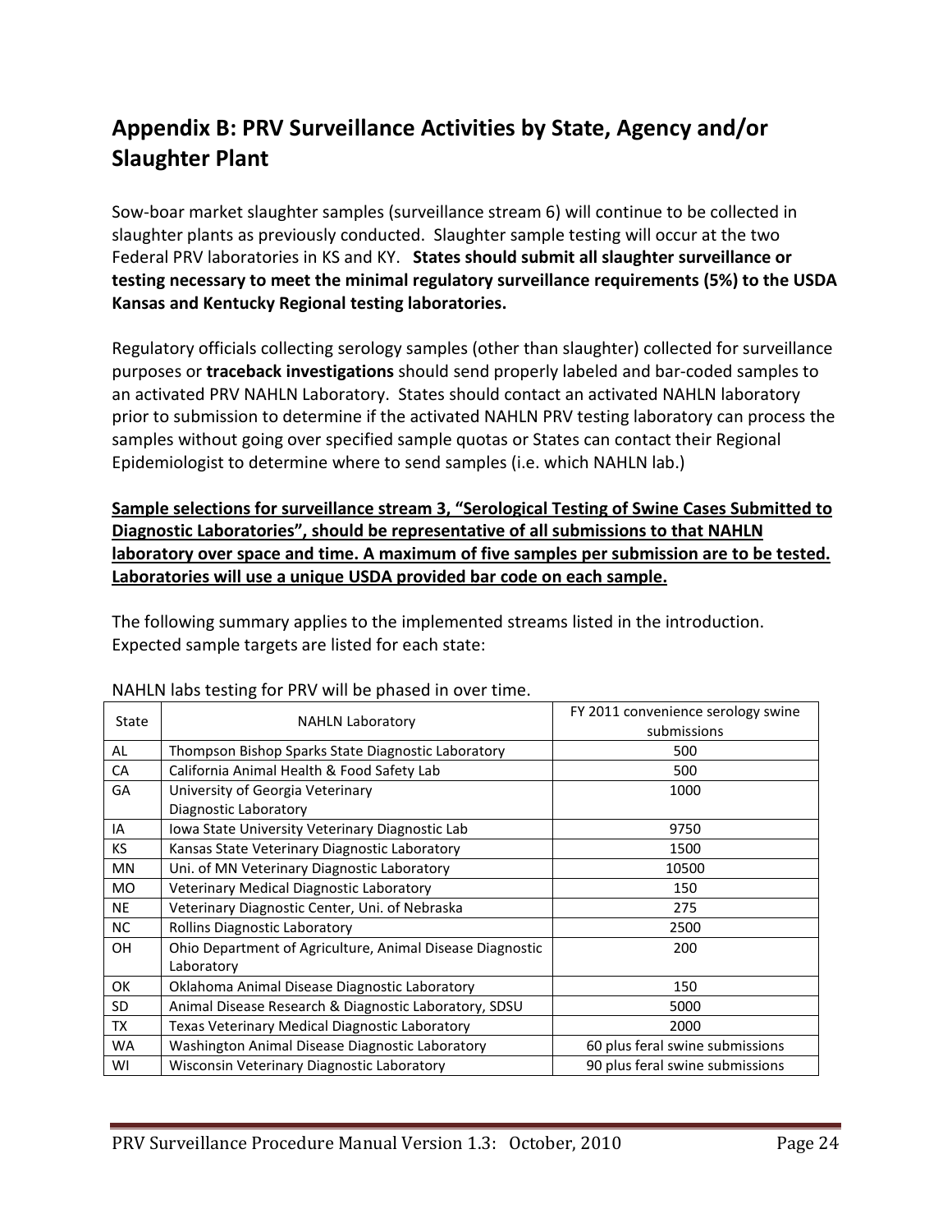## Appendix B: PRV Surveillance Activities by State, Agency and/or Slaughter Plant

Sow-boar market slaughter samples (surveillance stream 6) will continue to be collected in slaughter plants as previously conducted. Slaughter sample testing will occur at the two Federal PRV laboratories in KS and KY. **States should submit all slaughter surveillance or testing necessary to meet the minimal regulatory surveillance requirements (5%) to the USDA Kansas and Kentucky Regional testing laboratories.**

Regulatory officials collecting serology samples (other than slaughter) collected for surveillance purposes or **traceback investigations** should send properly labeled and bar-coded samples to an activated PRV NAHLN Laboratory. States should contact an activated NAHLN laboratory prior to submission to determine if the activated NAHLN PRV testing laboratory can process the samples without going over specified sample quotas or States can contact their Regional Epidemiologist to determine where to send samples (i.e. which NAHLN lab.)

<u>**Sample selections for surveillance stream 3, "Serological Testing of Swine Cases Submitted to Diagnostic Laboratories", should be representative of all submissions to that NAHLN laboratory over space and time. A maximum of five samples per submission are to be tested. Laboratories will use a unique USDA provided bar code on each sample.**</u>

The following summary applies to the implemented streams listed in the introduction. Expected sample targets are listed for each state:

NAHLN labs testing for PRV will be phased in over time.

| State | NAHLN Laboratory | FY 2011 convenience serology swine submissions |
|---|---|---|
| AL | Thompson Bishop Sparks State Diagnostic Laboratory | 500 |
| CA | California Animal Health & Food Safety Lab | 500 |
| GA | University of Georgia Veterinary Diagnostic Laboratory | 1000 |
| IA | Iowa State University Veterinary Diagnostic Lab | 9750 |
| KS | Kansas State Veterinary Diagnostic Laboratory | 1500 |
| MN | Uni. of MN Veterinary Diagnostic Laboratory | 10500 |
| MO | Veterinary Medical Diagnostic Laboratory | 150 |
| NE | Veterinary Diagnostic Center, Uni. of Nebraska | 275 |
| NC | Rollins Diagnostic Laboratory | 2500 |
| OH | Ohio Department of Agriculture, Animal Disease Diagnostic Laboratory | 200 |
| OK | Oklahoma Animal Disease Diagnostic Laboratory | 150 |
| SD | Animal Disease Research & Diagnostic Laboratory, SDSU | 5000 |
| TX | Texas Veterinary Medical Diagnostic Laboratory | 2000 |
| WA | Washington Animal Disease Diagnostic Laboratory | 60 plus feral swine submissions |
| WI | Wisconsin Veterinary Diagnostic Laboratory | 90 plus feral swine submissions |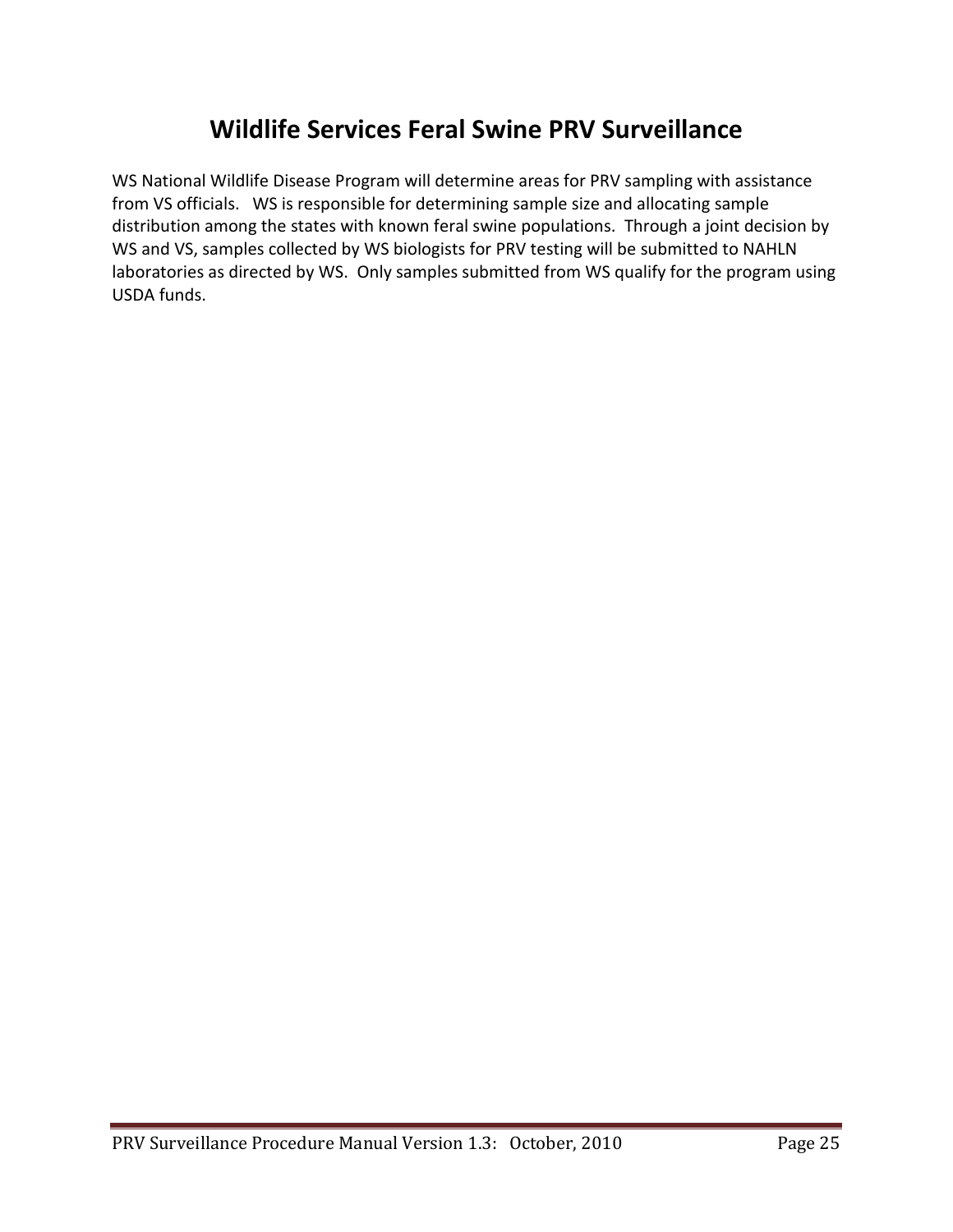# Wildlife Services Feral Swine PRV Surveillance

WS National Wildlife Disease Program will determine areas for PRV sampling with assistance from VS officials. WS is responsible for determining sample size and allocating sample distribution among the states with known feral swine populations. Through a joint decision by WS and VS, samples collected by WS biologists for PRV testing will be submitted to NAHLN laboratories as directed by WS. Only samples submitted from WS qualify for the program using USDA funds.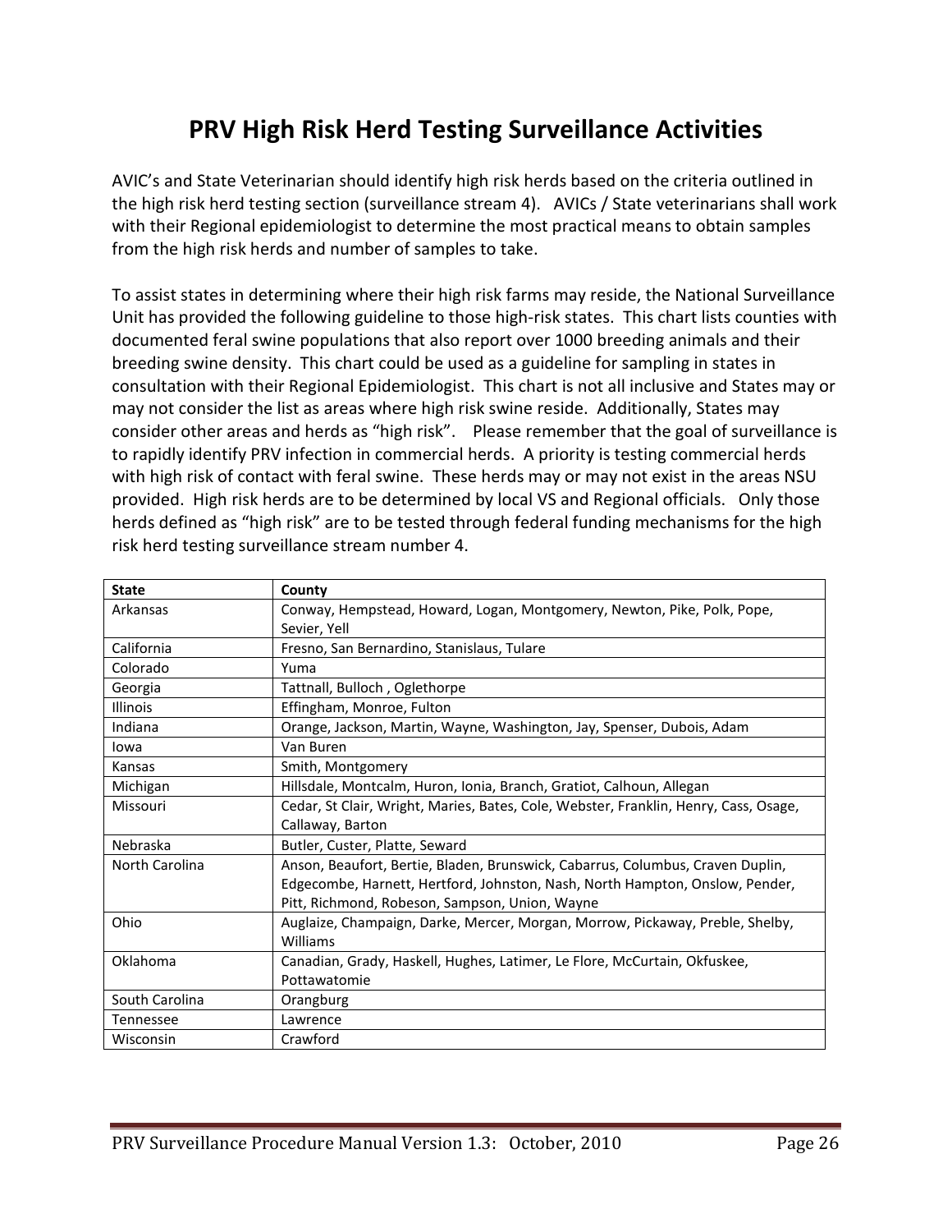# PRV High Risk Herd Testing Surveillance Activities

AVIC's and State Veterinarian should identify high risk herds based on the criteria outlined in the high risk herd testing section (surveillance stream 4). AVICs / State veterinarians shall work with their Regional epidemiologist to determine the most practical means to obtain samples from the high risk herds and number of samples to take.

To assist states in determining where their high risk farms may reside, the National Surveillance Unit has provided the following guideline to those high-risk states. This chart lists counties with documented feral swine populations that also report over 1000 breeding animals and their breeding swine density. This chart could be used as a guideline for sampling in states in consultation with their Regional Epidemiologist. This chart is not all inclusive and States may or may not consider the list as areas where high risk swine reside. Additionally, States may consider other areas and herds as "high risk". Please remember that the goal of surveillance is to rapidly identify PRV infection in commercial herds. A priority is testing commercial herds with high risk of contact with feral swine. These herds may or may not exist in the areas NSU provided. High risk herds are to be determined by local VS and Regional officials. Only those herds defined as "high risk" are to be tested through federal funding mechanisms for the high risk herd testing surveillance stream number 4.

| State | County |
|---|---|
| Arkansas | Conway, Hempstead, Howard, Logan, Montgomery, Newton, Pike, Polk, Pope, Sevier, Yell |
| California | Fresno, San Bernardino, Stanislaus, Tulare |
| Colorado | Yuma |
| Georgia | Tattnall, Bulloch , Oglethorpe |
| Illinois | Effingham, Monroe, Fulton |
| Indiana | Orange, Jackson, Martin, Wayne, Washington, Jay, Spenser, Dubois, Adam |
| Iowa | Van Buren |
| Kansas | Smith, Montgomery |
| Michigan | Hillsdale, Montcalm, Huron, Ionia, Branch, Gratiot, Calhoun, Allegan |
| Missouri | Cedar, St Clair, Wright, Maries, Bates, Cole, Webster, Franklin, Henry, Cass, Osage, Callaway, Barton |
| Nebraska | Butler, Custer, Platte, Seward |
| North Carolina | Anson, Beaufort, Bertie, Bladen, Brunswick, Cabarrus, Columbus, Craven Duplin, Edgecombe, Harnett, Hertford, Johnston, Nash, North Hampton, Onslow, Pender, Pitt, Richmond, Robeson, Sampson, Union, Wayne |
| Ohio | Auglaize, Champaign, Darke, Mercer, Morgan, Morrow, Pickaway, Preble, Shelby, Williams |
| Oklahoma | Canadian, Grady, Haskell, Hughes, Latimer, Le Flore, McCurtain, Okfuskee, Pottawatomie |
| South Carolina | Orangburg |
| Tennessee | Lawrence |
| Wisconsin | Crawford |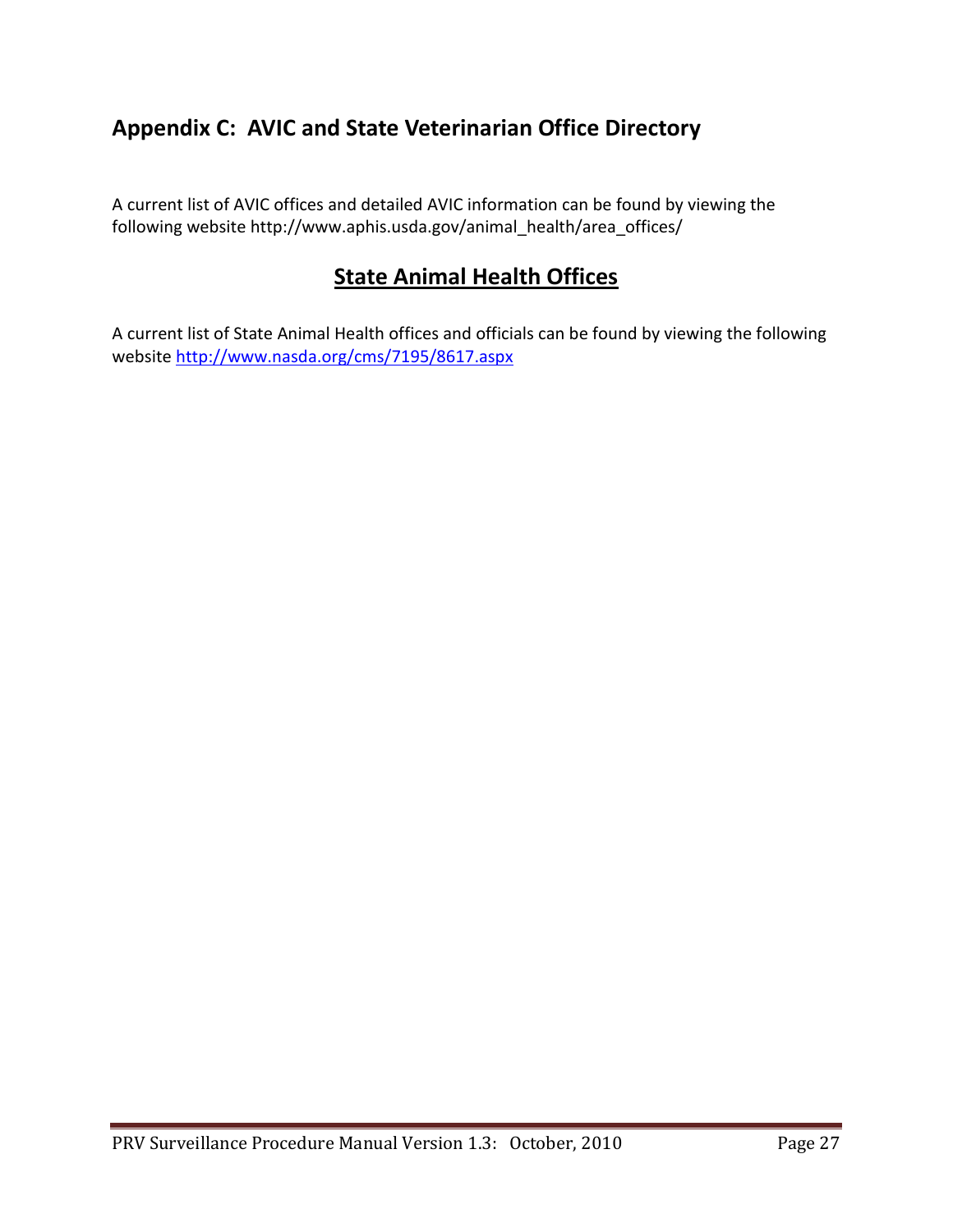## Appendix C: AVIC and State Veterinarian Office Directory

A current list of AVIC offices and detailed AVIC information can be found by viewing the following website http://www.aphis.usda.gov/animal_health/area_offices/

## State Animal Health Offices

A current list of State Animal Health offices and officials can be found by viewing the following website http://www.nasda.org/cms/7195/8617.aspx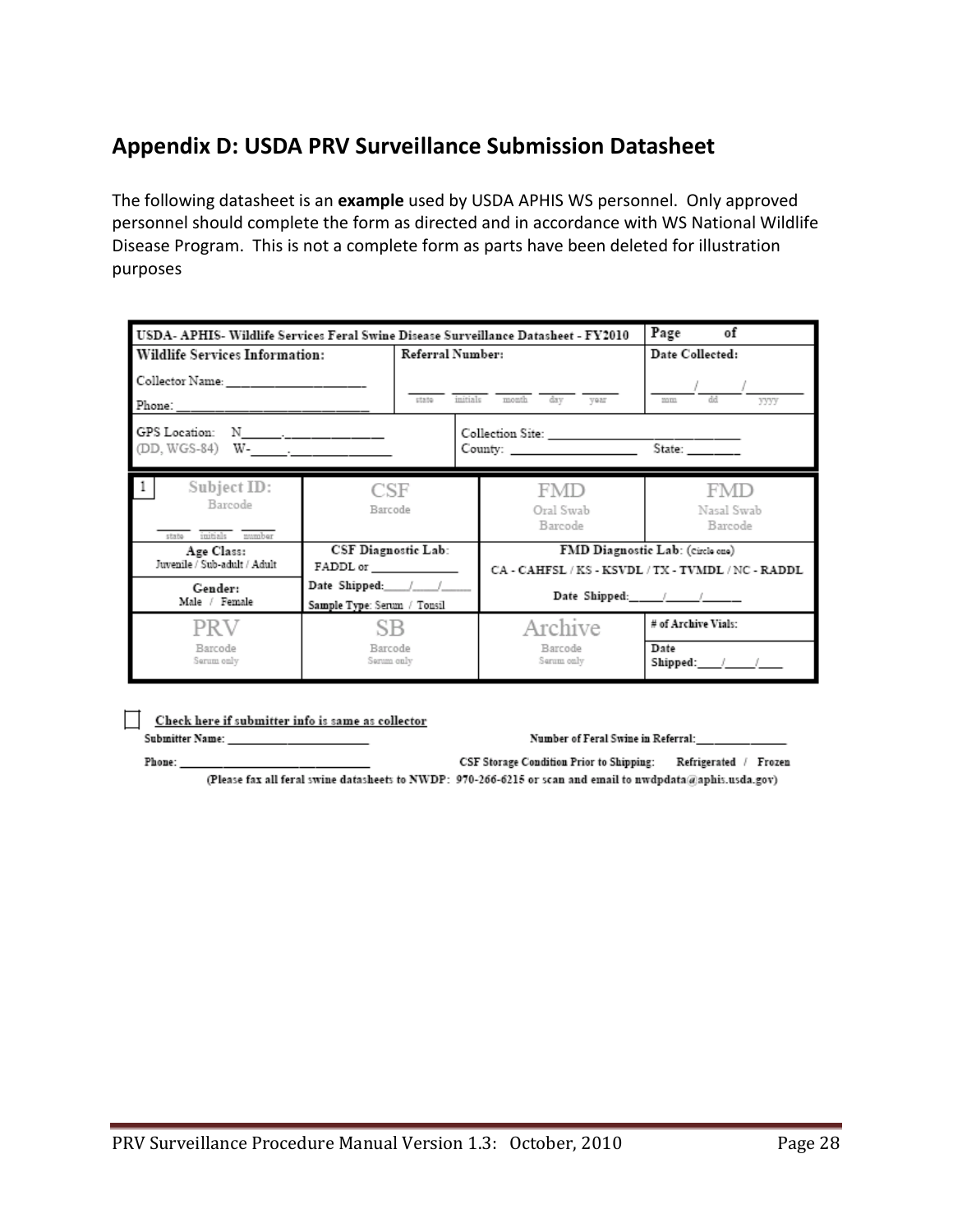## Appendix D: USDA PRV Surveillance Submission Datasheet

The following datasheet is an **example** used by USDA APHIS WS personnel. Only approved personnel should complete the form as directed and in accordance with WS National Wildlife Disease Program. This is not a complete form as parts have been deleted for illustration purposes

| USDA- APHIS- Wildlife Services Feral Swine Disease Surveillance Datasheet - FY2010 | | Page of |
|---|---|---|
| **Wildlife Services Information:**<br>Collector Name: ____________<br>Phone: ____________ | **Referral Number:**<br>____ ____ ____ ____ ____<br>state initials month day year | **Date Collected:**<br>____/____/____<br>mm dd yyyy |
| GPS Location: N____.________<br>(DD, WGS-84) W-____.________ | Collection Site: ____________<br>County: ____________ State: ______ | |

| 1 Subject ID: Barcode<br>____ ____ ____<br>state initials number | CSF<br>Barcode | FMD<br>Oral Swab<br>Barcode | FMD<br>Nasal Swab<br>Barcode |
|---|---|---|---|
| **Age Class:**<br>Juvenile / Sub-adult / Adult | **CSF Diagnostic Lab:**<br>FADDL or ____________ | **FMD Diagnostic Lab:** (circle one)<br>CA - CAHFSL / KS - KSVDL / TX - TVMDL / NC - RADDL | |
| **Gender:**<br>Male / Female | Date Shipped:___/___/___<br>Sample Type: Serum / Tonsil | Date Shipped:___/___/___ | |
| PRV<br>Barcode<br>Serum only | SB<br>Barcode<br>Serum only | Archive<br>Barcode<br>Serum only | # of Archive Vials:<br><br>Date Shipped:___/___/___ |

☐ Check here if submitter info is same as collector

Submitter Name: ____________ Number of Feral Swine in Referral: ____________

Phone: ____________ CSF Storage Condition Prior to Shipping: Refrigerated / Frozen

(Please fax all feral swine datasheets to NWDP: 970-266-6215 or scan and email to nwdpdata@aphis.usda.gov)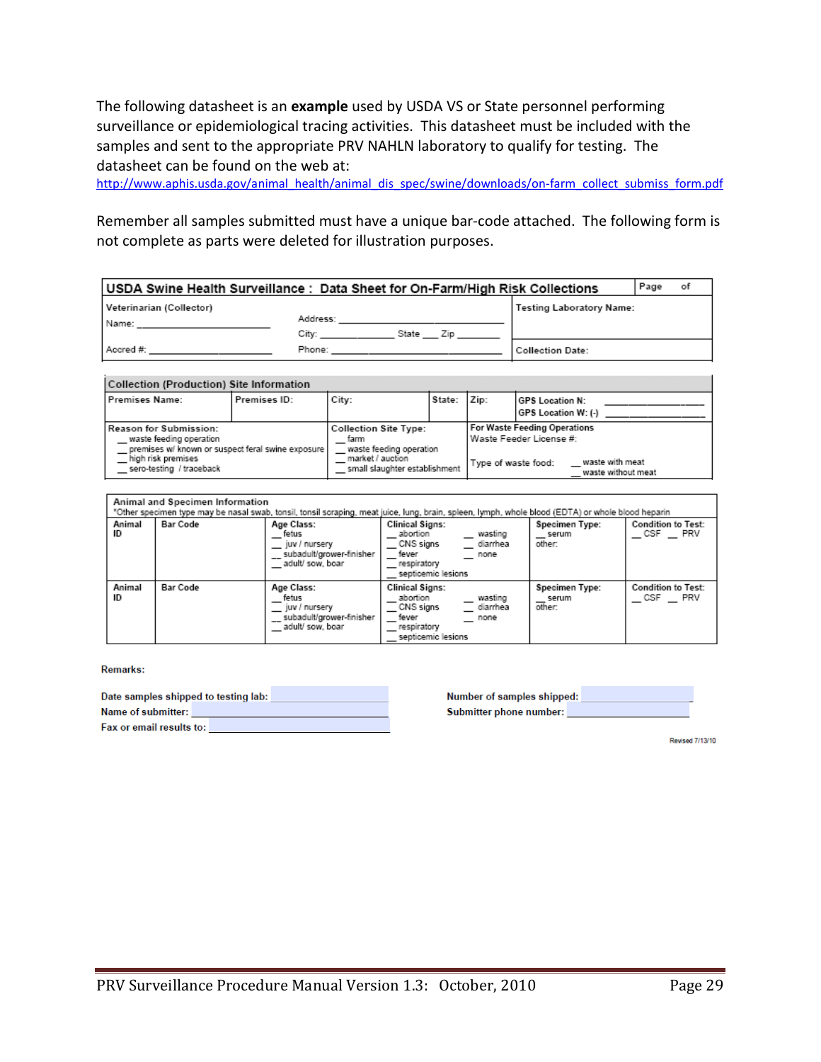The following datasheet is an **example** used by USDA VS or State personnel performing surveillance or epidemiological tracing activities. This datasheet must be included with the samples and sent to the appropriate PRV NAHLN laboratory to qualify for testing. The datasheet can be found on the web at: http://www.aphis.usda.gov/animal_health/animal_dis_spec/swine/downloads/on-farm_collect_submiss_form.pdf

Remember all samples submitted must have a unique bar-code attached. The following form is not complete as parts were deleted for illustration purposes.

| USDA Swine Health Surveillance : Data Sheet for On-Farm/High Risk Collections | | Page of |
|---|---|---|
| Veterinarian (Collector)<br>Name: ____________________<br>Accred #: ____________________ | Address: ____________________<br>City: __________ State ___ Zip ________<br>Phone: ____________________ | Testing Laboratory Name:<br><br>Collection Date: |

| Collection (Production) Site Information | | | | | |
|---|---|---|---|---|---|
| Premises Name: | Premises ID: | City: | State: | Zip: | GPS Location N: ____________<br>GPS Location W: (-) ____________ |
| Reason for Submission:<br>__ waste feeding operation<br>__ premises w/ known or suspect feral swine exposure<br>__ high risk premises<br>__ sero-testing / traceback | | Collection Site Type:<br>__ farm<br>__ waste feeding operation<br>__ market / auction<br>__ small slaughter establishment | | For Waste Feeding Operations<br>Waste Feeder License #:<br><br>Type of waste food: __ waste with meat<br>__ waste without meat | |

| Animal and Specimen Information<br>*Other specimen type may be nasal swab, tonsil, tonsil scraping, meat juice, lung, brain, spleen, lymph, whole blood (EDTA) or whole blood heparin | | | | | |
|---|---|---|---|---|---|
| Animal ID | Bar Code | Age Class:<br>__ fetus<br>__ juv / nursery<br>__ subadult/grower-finisher<br>__ adult/ sow, boar | Clinical Signs:<br>__ abortion __ wasting<br>__ CNS signs __ diarrhea<br>__ fever __ none<br>__ respiratory<br>__ septicemic lesions | Specimen Type:<br>__ serum<br>other: | Condition to Test:<br>__ CSF __ PRV |
| Animal ID | Bar Code | Age Class:<br>__ fetus<br>__ juv / nursery<br>__ subadult/grower-finisher<br>__ adult/ sow, boar | Clinical Signs:<br>__ abortion __ wasting<br>__ CNS signs __ diarrhea<br>__ fever __ none<br>__ respiratory<br>__ septicemic lesions | Specimen Type:<br>__ serum<br>other: | Condition to Test:<br>__ CSF __ PRV |

**Remarks:**

**Date samples shipped to testing lab:** ____________________

**Name of submitter:** ____________________

**Fax or email results to:** ____________________

**Number of samples shipped:** ____________________

**Submitter phone number:** ____________________

Revised 7/13/10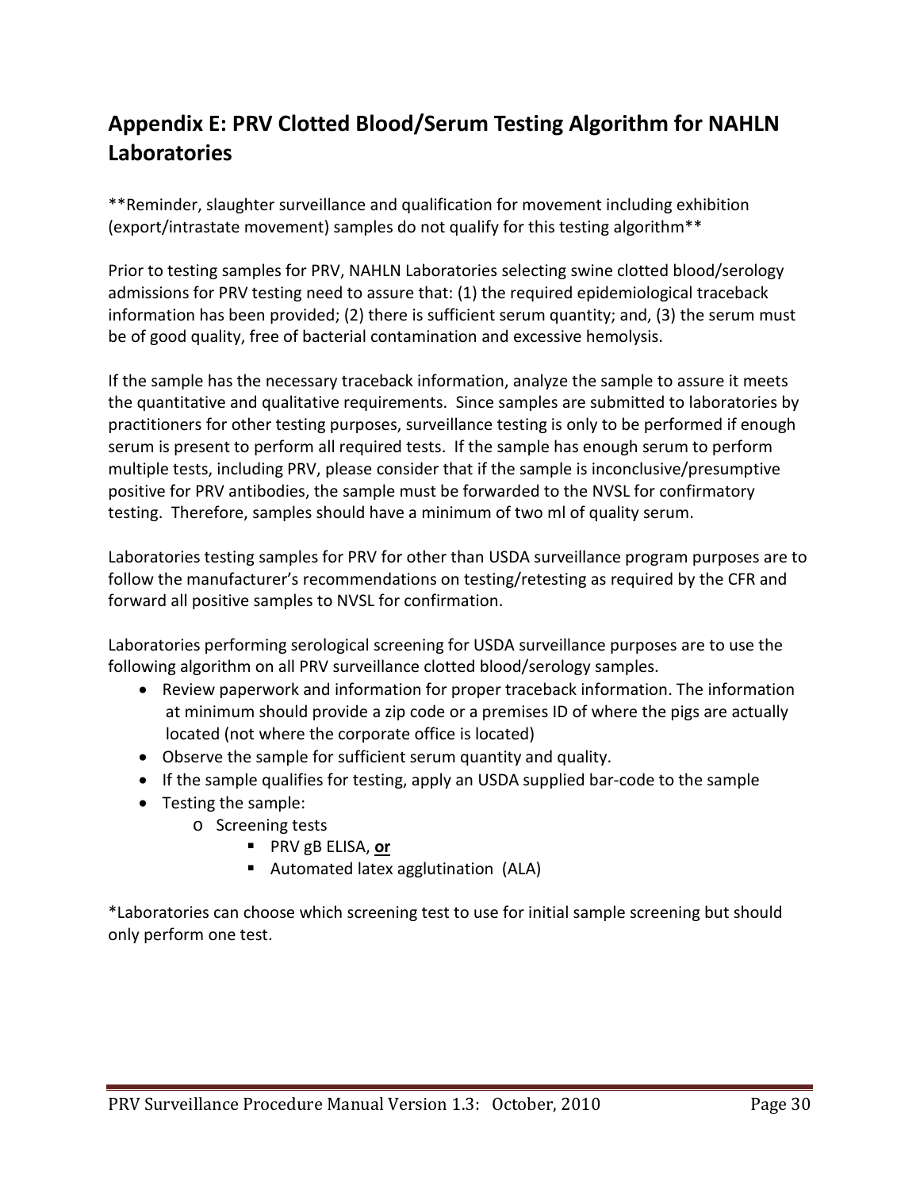## Appendix E: PRV Clotted Blood/Serum Testing Algorithm for NAHLN Laboratories

**Reminder, slaughter surveillance and qualification for movement including exhibition (export/intrastate movement) samples do not qualify for this testing algorithm**

Prior to testing samples for PRV, NAHLN Laboratories selecting swine clotted blood/serology admissions for PRV testing need to assure that: (1) the required epidemiological traceback information has been provided; (2) there is sufficient serum quantity; and, (3) the serum must be of good quality, free of bacterial contamination and excessive hemolysis.

If the sample has the necessary traceback information, analyze the sample to assure it meets the quantitative and qualitative requirements. Since samples are submitted to laboratories by practitioners for other testing purposes, surveillance testing is only to be performed if enough serum is present to perform all required tests. If the sample has enough serum to perform multiple tests, including PRV, please consider that if the sample is inconclusive/presumptive positive for PRV antibodies, the sample must be forwarded to the NVSL for confirmatory testing. Therefore, samples should have a minimum of two ml of quality serum.

Laboratories testing samples for PRV for other than USDA surveillance program purposes are to follow the manufacturer's recommendations on testing/retesting as required by the CFR and forward all positive samples to NVSL for confirmation.

Laboratories performing serological screening for USDA surveillance purposes are to use the following algorithm on all PRV surveillance clotted blood/serology samples.

- Review paperwork and information for proper traceback information. The information at minimum should provide a zip code or a premises ID of where the pigs are actually located (not where the corporate office is located)
- Observe the sample for sufficient serum quantity and quality.
- If the sample qualifies for testing, apply an USDA supplied bar-code to the sample
- Testing the sample:
  - Screening tests
    - PRV gB ELISA, **or**
    - Automated latex agglutination (ALA)

*Laboratories can choose which screening test to use for initial sample screening but should only perform one test.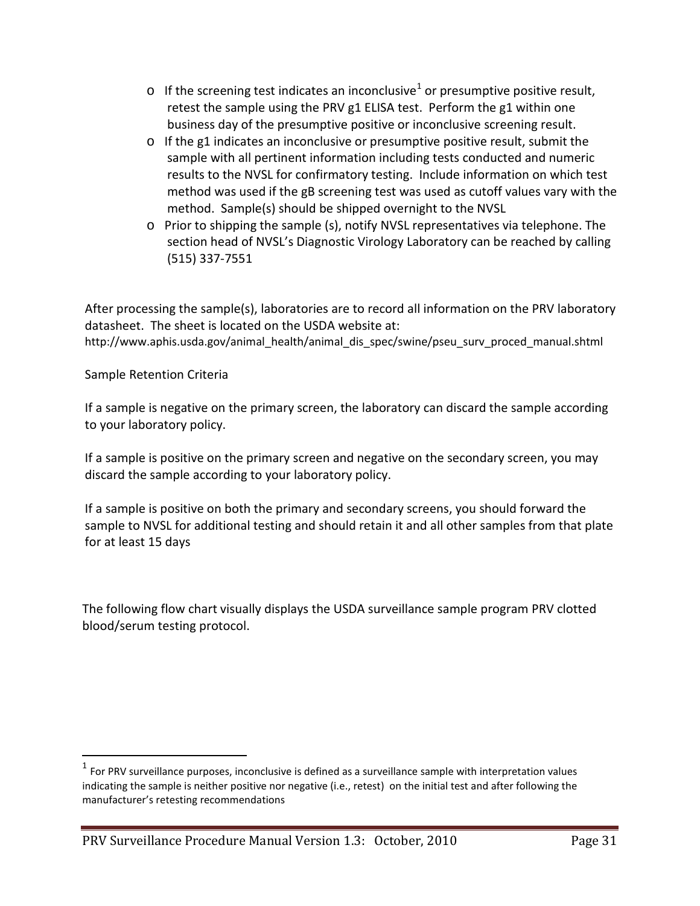- If the screening test indicates an inconclusive[1] or presumptive positive result, retest the sample using the PRV g1 ELISA test. Perform the g1 within one business day of the presumptive positive or inconclusive screening result.
- If the g1 indicates an inconclusive or presumptive positive result, submit the sample with all pertinent information including tests conducted and numeric results to the NVSL for confirmatory testing. Include information on which test method was used if the gB screening test was used as cutoff values vary with the method. Sample(s) should be shipped overnight to the NVSL
- Prior to shipping the sample (s), notify NVSL representatives via telephone. The section head of NVSL's Diagnostic Virology Laboratory can be reached by calling (515) 337-7551

After processing the sample(s), laboratories are to record all information on the PRV laboratory datasheet. The sheet is located on the USDA website at:
http://www.aphis.usda.gov/animal_health/animal_dis_spec/swine/pseu_surv_proced_manual.shtml

Sample Retention Criteria

If a sample is negative on the primary screen, the laboratory can discard the sample according to your laboratory policy.

If a sample is positive on the primary screen and negative on the secondary screen, you may discard the sample according to your laboratory policy.

If a sample is positive on both the primary and secondary screens, you should forward the sample to NVSL for additional testing and should retain it and all other samples from that plate for at least 15 days

The following flow chart visually displays the USDA surveillance sample program PRV clotted blood/serum testing protocol.

[1] For PRV surveillance purposes, inconclusive is defined as a surveillance sample with interpretation values indicating the sample is neither positive nor negative (i.e., retest) on the initial test and after following the manufacturer's retesting recommendations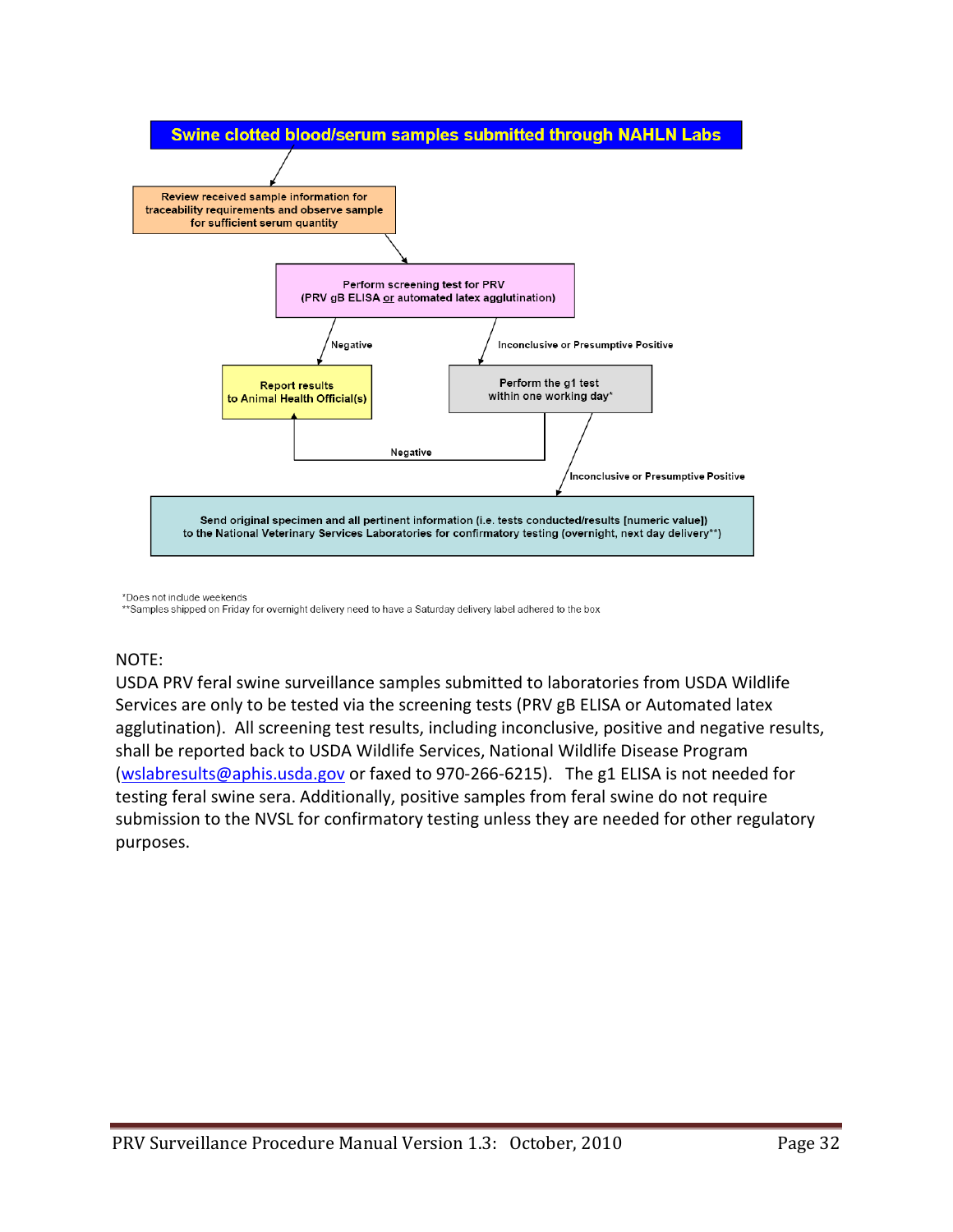**Swine clotted blood/serum samples submitted through NAHLN Labs**

Review received sample information for traceability requirements and observe sample for sufficient serum quantity

Perform screening test for PRV (PRV gB ELISA or automated latex agglutination)

Negative

Report results to Animal Health Official(s)

Inconclusive or Presumptive Positive

Perform the g1 test within one working day*

Negative

Inconclusive or Presumptive Positive

Send original specimen and all pertinent information (i.e. tests conducted/results [numeric value]) to the National Veterinary Services Laboratories for confirmatory testing (overnight, next day delivery**)

*Does not include weekends
**Samples shipped on Friday for overnight delivery need to have a Saturday delivery label adhered to the box

NOTE:
USDA PRV feral swine surveillance samples submitted to laboratories from USDA Wildlife Services are only to be tested via the screening tests (PRV gB ELISA or Automated latex agglutination). All screening test results, including inconclusive, positive and negative results, shall be reported back to USDA Wildlife Services, National Wildlife Disease Program (wslabresults@aphis.usda.gov or faxed to 970-266-6215). The g1 ELISA is not needed for testing feral swine sera. Additionally, positive samples from feral swine do not require submission to the NVSL for confirmatory testing unless they are needed for other regulatory purposes.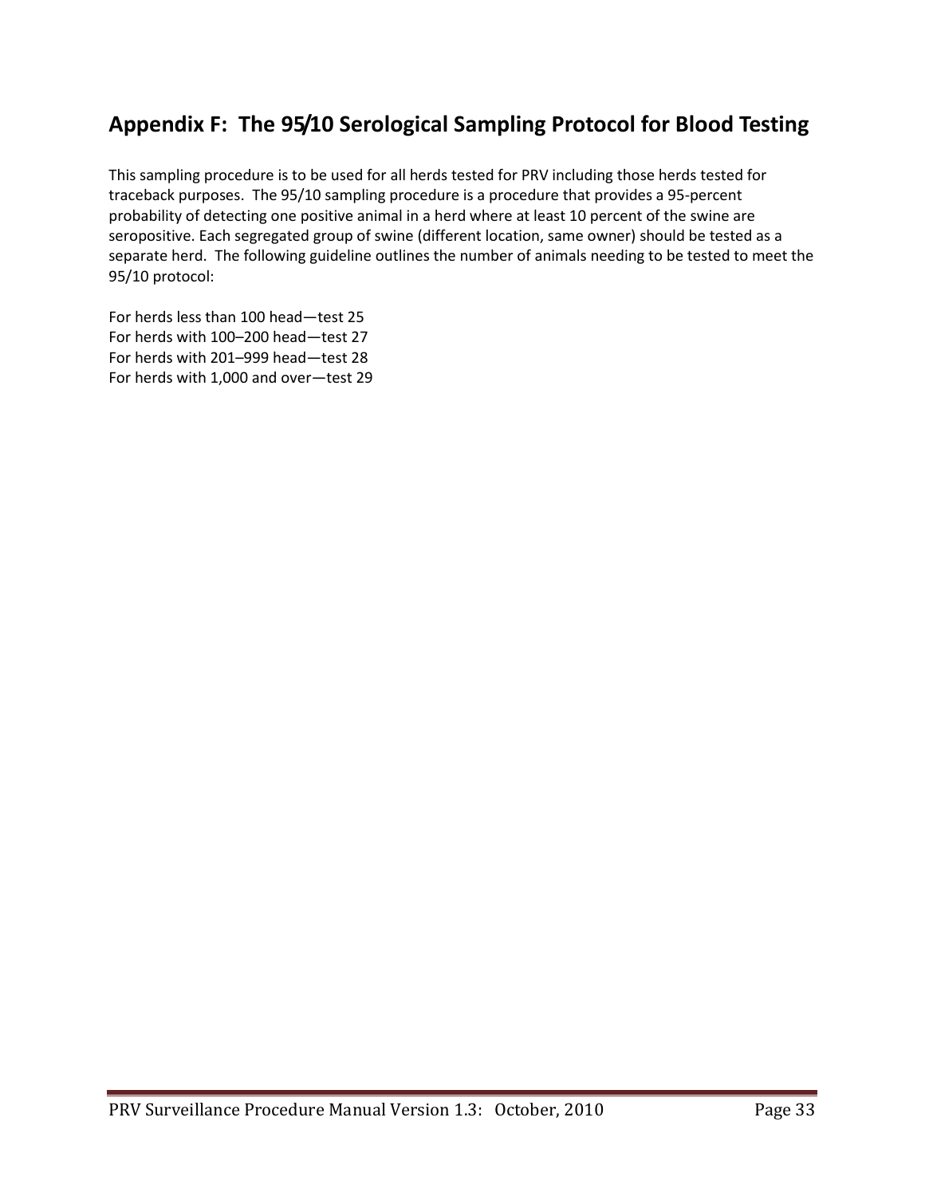## Appendix F: The 95/10 Serological Sampling Protocol for Blood Testing

This sampling procedure is to be used for all herds tested for PRV including those herds tested for traceback purposes. The 95/10 sampling procedure is a procedure that provides a 95-percent probability of detecting one positive animal in a herd where at least 10 percent of the swine are seropositive. Each segregated group of swine (different location, same owner) should be tested as a separate herd. The following guideline outlines the number of animals needing to be tested to meet the 95/10 protocol:

For herds less than 100 head—test 25
For herds with 100–200 head—test 27
For herds with 201–999 head—test 28
For herds with 1,000 and over—test 29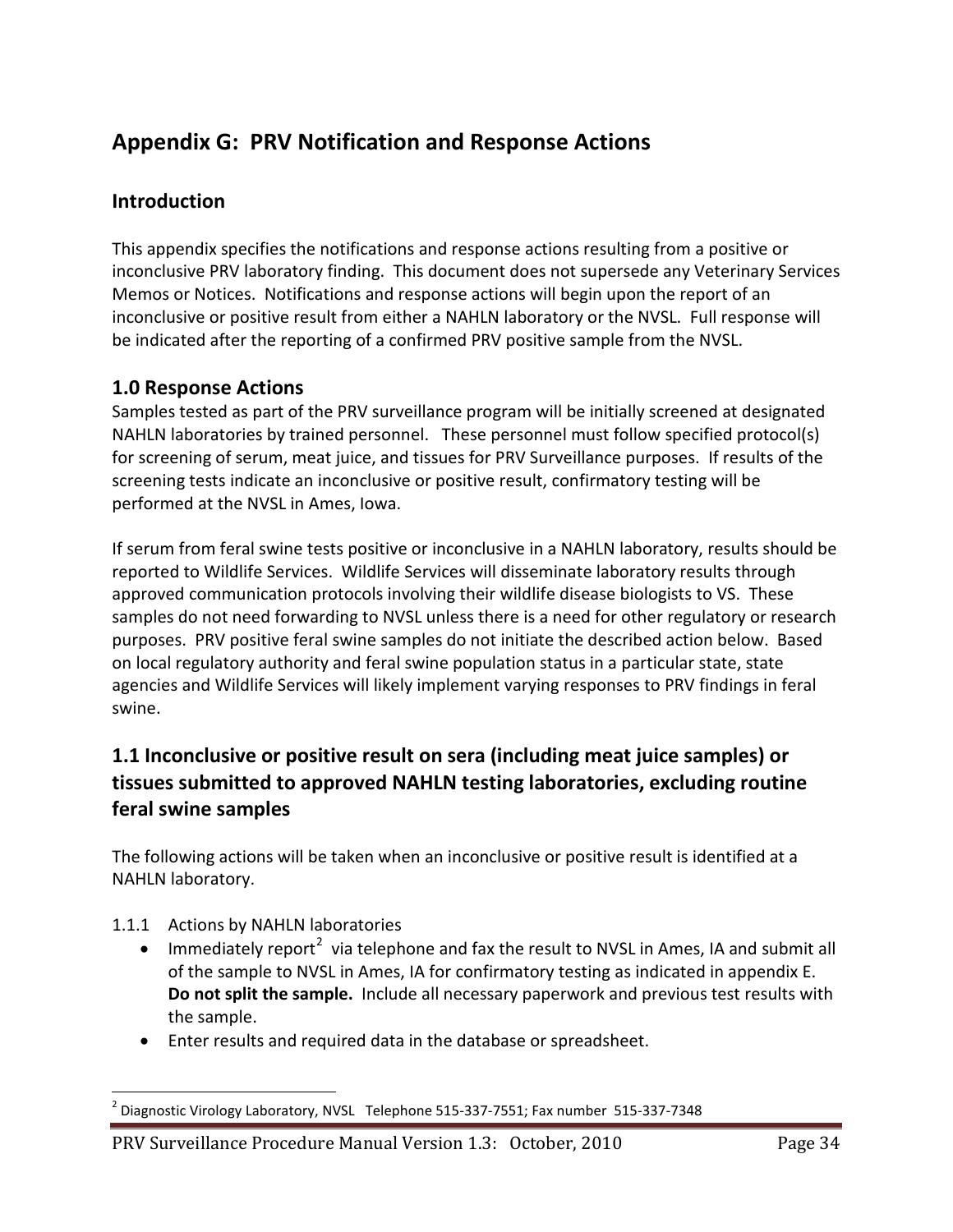# Appendix G: PRV Notification and Response Actions

## Introduction

This appendix specifies the notifications and response actions resulting from a positive or inconclusive PRV laboratory finding. This document does not supersede any Veterinary Services Memos or Notices. Notifications and response actions will begin upon the report of an inconclusive or positive result from either a NAHLN laboratory or the NVSL. Full response will be indicated after the reporting of a confirmed PRV positive sample from the NVSL.

## 1.0 Response Actions

Samples tested as part of the PRV surveillance program will be initially screened at designated NAHLN laboratories by trained personnel. These personnel must follow specified protocol(s) for screening of serum, meat juice, and tissues for PRV Surveillance purposes. If results of the screening tests indicate an inconclusive or positive result, confirmatory testing will be performed at the NVSL in Ames, Iowa.

If serum from feral swine tests positive or inconclusive in a NAHLN laboratory, results should be reported to Wildlife Services. Wildlife Services will disseminate laboratory results through approved communication protocols involving their wildlife disease biologists to VS. These samples do not need forwarding to NVSL unless there is a need for other regulatory or research purposes. PRV positive feral swine samples do not initiate the described action below. Based on local regulatory authority and feral swine population status in a particular state, state agencies and Wildlife Services will likely implement varying responses to PRV findings in feral swine.

## 1.1 Inconclusive or positive result on sera (including meat juice samples) or tissues submitted to approved NAHLN testing laboratories, excluding routine feral swine samples

The following actions will be taken when an inconclusive or positive result is identified at a NAHLN laboratory.

1.1.1 Actions by NAHLN laboratories

- Immediately report[2] via telephone and fax the result to NVSL in Ames, IA and submit all of the sample to NVSL in Ames, IA for confirmatory testing as indicated in appendix E. **Do not split the sample.** Include all necessary paperwork and previous test results with the sample.
- Enter results and required data in the database or spreadsheet.

[2] Diagnostic Virology Laboratory, NVSL Telephone 515-337-7551; Fax number 515-337-7348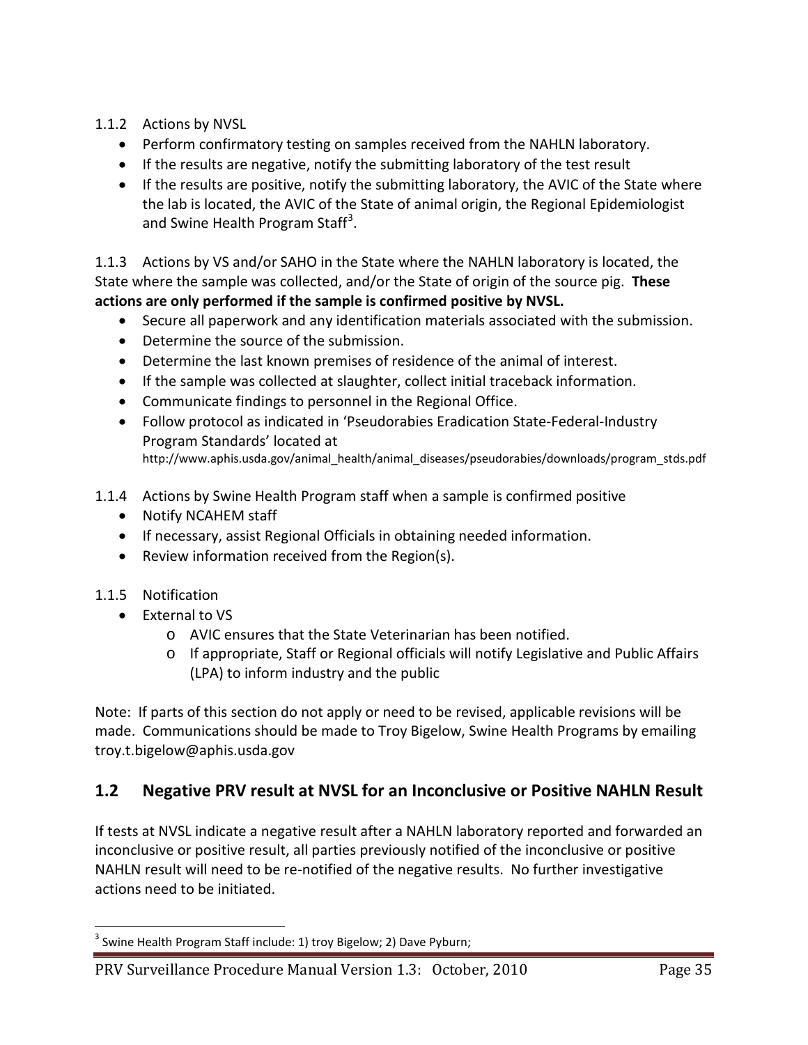1.1.2 Actions by NVSL

- Perform confirmatory testing on samples received from the NAHLN laboratory.
- If the results are negative, notify the submitting laboratory of the test result
- If the results are positive, notify the submitting laboratory, the AVIC of the State where the lab is located, the AVIC of the State of animal origin, the Regional Epidemiologist and Swine Health Program Staff[3].

1.1.3 Actions by VS and/or SAHO in the State where the NAHLN laboratory is located, the State where the sample was collected, and/or the State of origin of the source pig. **These actions are only performed if the sample is confirmed positive by NVSL.**

- Secure all paperwork and any identification materials associated with the submission.
- Determine the source of the submission.
- Determine the last known premises of residence of the animal of interest.
- If the sample was collected at slaughter, collect initial traceback information.
- Communicate findings to personnel in the Regional Office.
- Follow protocol as indicated in 'Pseudorabies Eradication State-Federal-Industry Program Standards' located at http://www.aphis.usda.gov/animal_health/animal_diseases/pseudorabies/downloads/program_stds.pdf

1.1.4 Actions by Swine Health Program staff when a sample is confirmed positive

- Notify NCAHEM staff
- If necessary, assist Regional Officials in obtaining needed information.
- Review information received from the Region(s).

1.1.5 Notification

- External to VS
  - AVIC ensures that the State Veterinarian has been notified.
  - If appropriate, Staff or Regional officials will notify Legislative and Public Affairs (LPA) to inform industry and the public

Note: If parts of this section do not apply or need to be revised, applicable revisions will be made. Communications should be made to Troy Bigelow, Swine Health Programs by emailing troy.t.bigelow@aphis.usda.gov

## 1.2 Negative PRV result at NVSL for an Inconclusive or Positive NAHLN Result

If tests at NVSL indicate a negative result after a NAHLN laboratory reported and forwarded an inconclusive or positive result, all parties previously notified of the inconclusive or positive NAHLN result will need to be re-notified of the negative results. No further investigative actions need to be initiated.

[3] Swine Health Program Staff include: 1) troy Bigelow; 2) Dave Pyburn;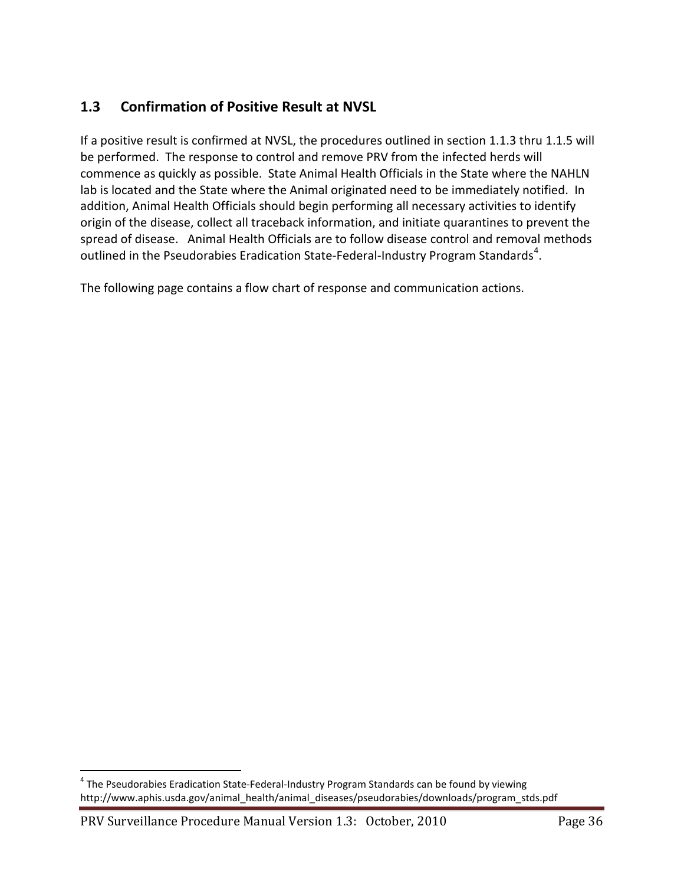## 1.3 Confirmation of Positive Result at NVSL

If a positive result is confirmed at NVSL, the procedures outlined in section 1.1.3 thru 1.1.5 will be performed. The response to control and remove PRV from the infected herds will commence as quickly as possible. State Animal Health Officials in the State where the NAHLN lab is located and the State where the Animal originated need to be immediately notified. In addition, Animal Health Officials should begin performing all necessary activities to identify origin of the disease, collect all traceback information, and initiate quarantines to prevent the spread of disease. Animal Health Officials are to follow disease control and removal methods outlined in the Pseudorabies Eradication State-Federal-Industry Program Standards[4].

The following page contains a flow chart of response and communication actions.

---

[4] The Pseudorabies Eradication State-Federal-Industry Program Standards can be found by viewing http://www.aphis.usda.gov/animal_health/animal_diseases/pseudorabies/downloads/program_stds.pdf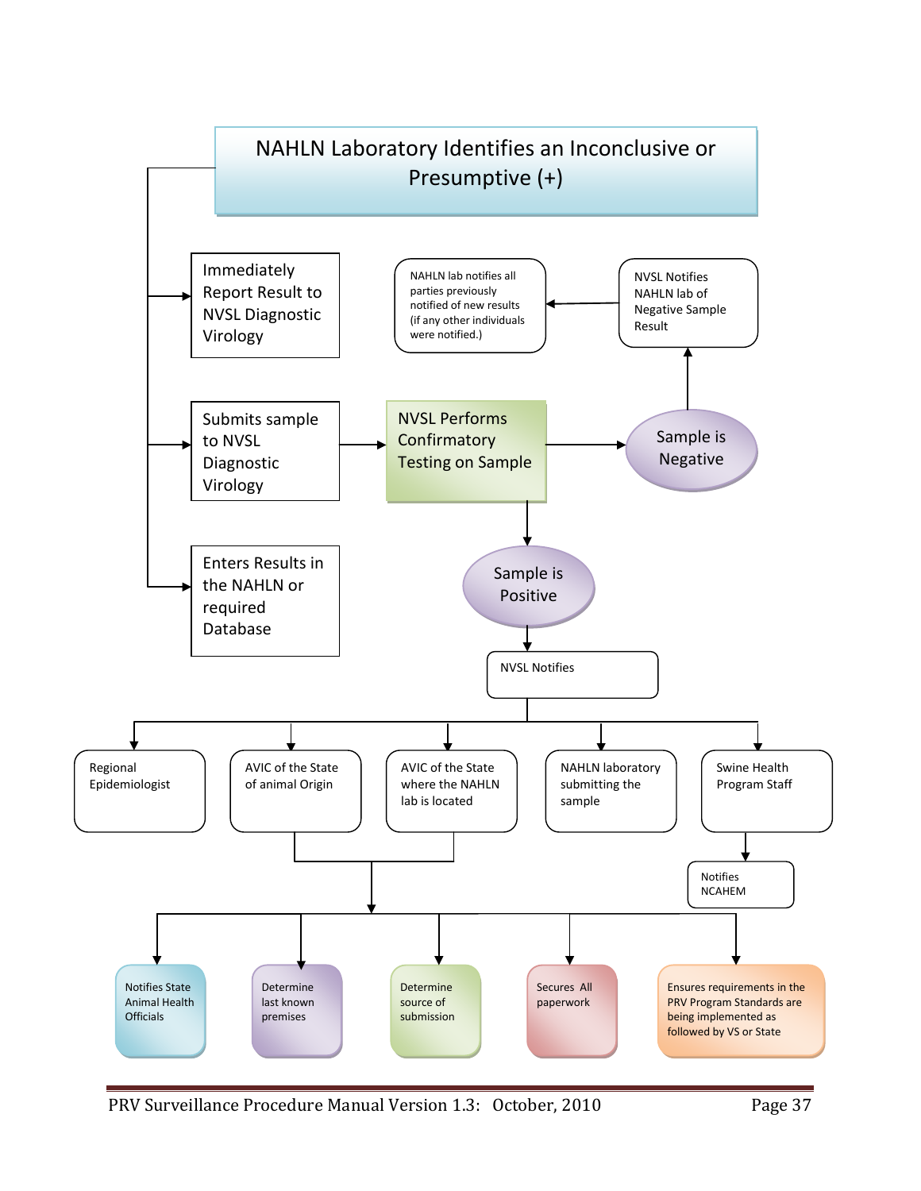# NAHLN Laboratory Identifies an Inconclusive or Presumptive (+)

- Immediately Report Result to NVSL Diagnostic Virology
- Submits sample to NVSL Diagnostic Virology → NVSL Performs Confirmatory Testing on Sample
- Enters Results in the NAHLN or required Database

**NVSL Performs Confirmatory Testing on Sample**

- **Sample is Negative** → NVSL Notifies NAHLN lab of Negative Sample Result → NAHLN lab notifies all parties previously notified of new results (if any other individuals were notified.)
- **Sample is Positive** → NVSL Notifies:
  - Regional Epidemiologist
  - AVIC of the State of animal Origin
  - AVIC of the State where the NAHLN lab is located
  - NAHLN laboratory submitting the sample
  - Swine Health Program Staff → Notifies NCAHEM

AVIC of the State of animal Origin and AVIC of the State where the NAHLN lab is located:

- Notifies State Animal Health Officials
- Determine last known premises
- Determine source of submission
- Secures All paperwork
- Ensures requirements in the PRV Program Standards are being implemented as followed by VS or State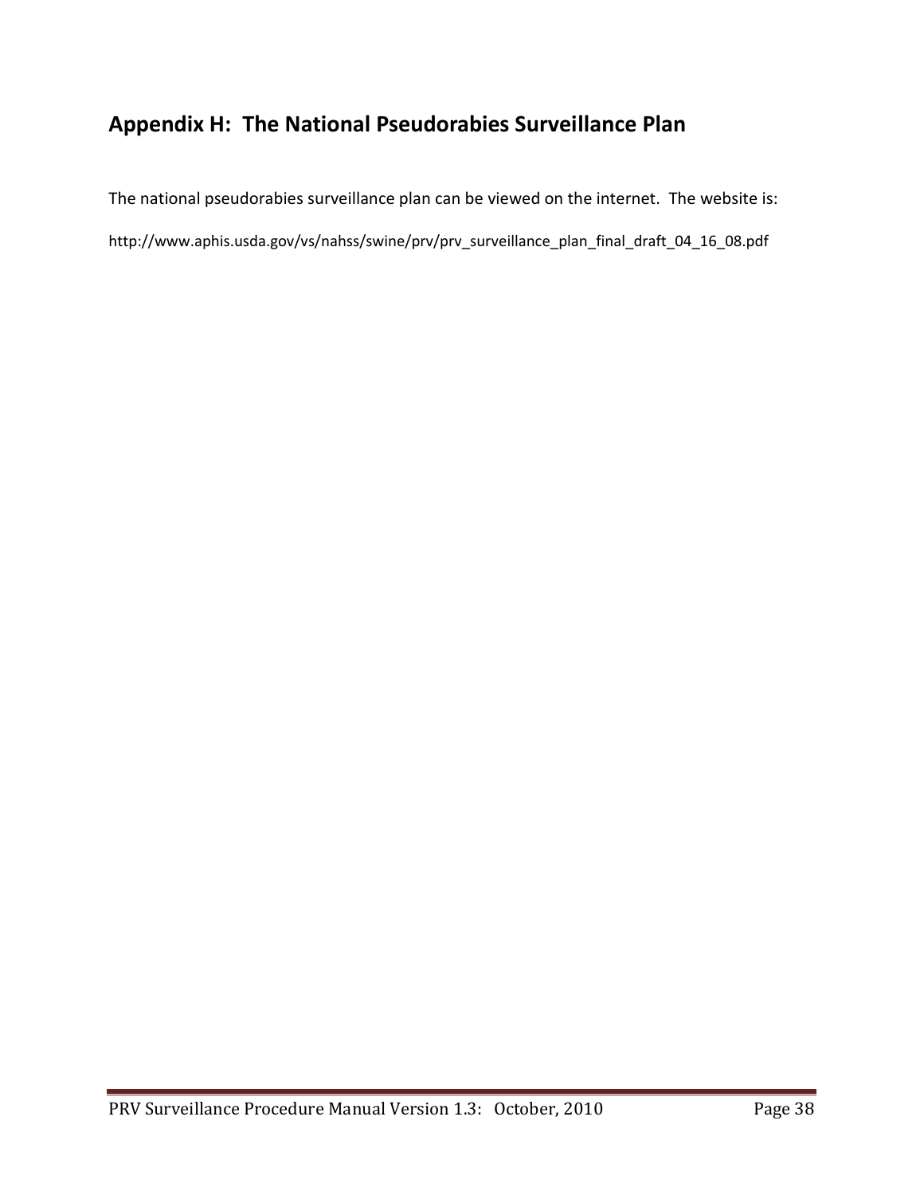## Appendix H: The National Pseudorabies Surveillance Plan

The national pseudorabies surveillance plan can be viewed on the internet. The website is:

http://www.aphis.usda.gov/vs/nahss/swine/prv/prv_surveillance_plan_final_draft_04_16_08.pdf